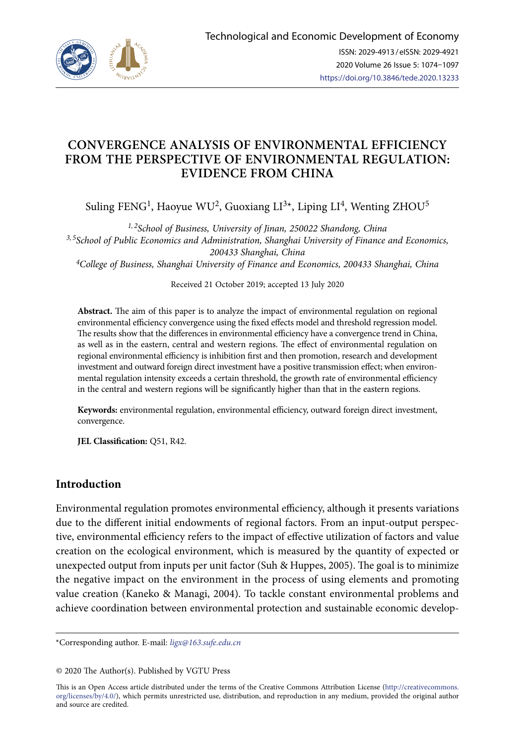# CONVERGENCE ANALYSIS OF ENVIRONMENTAL EFFICIENCY FROM THE PERSPECTIVE OF ENVIRONMENTAL REGULATION: EVIDENCE FROM CHINA

Suling FENG[1], Haoyue WU[2], Guoxiang LI[3*], Liping LI[4], Wenting ZHOU[5]

[1,2]*School of Business, University of Jinan, 250022 Shandong, China*
[3,5]*School of Public Economics and Administration, Shanghai University of Finance and Economics, 200433 Shanghai, China*
[4]*College of Business, Shanghai University of Finance and Economics, 200433 Shanghai, China*

Received 21 October 2019; accepted 13 July 2020

**Abstract.** The aim of this paper is to analyze the impact of environmental regulation on regional environmental efficiency convergence using the fixed effects model and threshold regression model. The results show that the differences in environmental efficiency have a convergence trend in China, as well as in the eastern, central and western regions. The effect of environmental regulation on regional environmental efficiency is inhibition first and then promotion, research and development investment and outward foreign direct investment have a positive transmission effect; when environmental regulation intensity exceeds a certain threshold, the growth rate of environmental efficiency in the central and western regions will be significantly higher than that in the eastern regions.

**Keywords:** environmental regulation, environmental efficiency, outward foreign direct investment, convergence.

**JEL Classification:** Q51, R42.

## Introduction

Environmental regulation promotes environmental efficiency, although it presents variations due to the different initial endowments of regional factors. From an input-output perspective, environmental efficiency refers to the impact of effective utilization of factors and value creation on the ecological environment, which is measured by the quantity of expected or unexpected output from inputs per unit factor (Suh & Huppes, 2005). The goal is to minimize the negative impact on the environment in the process of using elements and promoting value creation (Kaneko & Managi, 2004). To tackle constant environmental problems and achieve coordination between environmental protection and sustainable economic develop-

*Corresponding author. E-mail: *ligx@163.sufe.edu.cn*

© 2020 The Author(s). Published by VGTU Press

This is an Open Access article distributed under the terms of the Creative Commons Attribution License (http://creativecommons.org/licenses/by/4.0/), which permits unrestricted use, distribution, and reproduction in any medium, provided the original author and source are credited.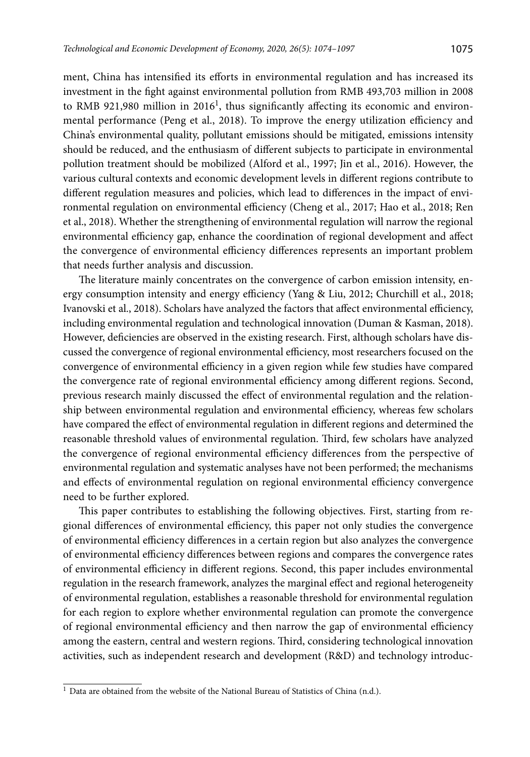ment, China has intensified its efforts in environmental regulation and has increased its investment in the fight against environmental pollution from RMB 493,703 million in 2008 to RMB 921,980 million in 2016[1], thus significantly affecting its economic and environmental performance (Peng et al., 2018). To improve the energy utilization efficiency and China's environmental quality, pollutant emissions should be mitigated, emissions intensity should be reduced, and the enthusiasm of different subjects to participate in environmental pollution treatment should be mobilized (Alford et al., 1997; Jin et al., 2016). However, the various cultural contexts and economic development levels in different regions contribute to different regulation measures and policies, which lead to differences in the impact of environmental regulation on environmental efficiency (Cheng et al., 2017; Hao et al., 2018; Ren et al., 2018). Whether the strengthening of environmental regulation will narrow the regional environmental efficiency gap, enhance the coordination of regional development and affect the convergence of environmental efficiency differences represents an important problem that needs further analysis and discussion.

The literature mainly concentrates on the convergence of carbon emission intensity, energy consumption intensity and energy efficiency (Yang & Liu, 2012; Churchill et al., 2018; Ivanovski et al., 2018). Scholars have analyzed the factors that affect environmental efficiency, including environmental regulation and technological innovation (Duman & Kasman, 2018). However, deficiencies are observed in the existing research. First, although scholars have discussed the convergence of regional environmental efficiency, most researchers focused on the convergence of environmental efficiency in a given region while few studies have compared the convergence rate of regional environmental efficiency among different regions. Second, previous research mainly discussed the effect of environmental regulation and the relationship between environmental regulation and environmental efficiency, whereas few scholars have compared the effect of environmental regulation in different regions and determined the reasonable threshold values of environmental regulation. Third, few scholars have analyzed the convergence of regional environmental efficiency differences from the perspective of environmental regulation and systematic analyses have not been performed; the mechanisms and effects of environmental regulation on regional environmental efficiency convergence need to be further explored.

This paper contributes to establishing the following objectives. First, starting from regional differences of environmental efficiency, this paper not only studies the convergence of environmental efficiency differences in a certain region but also analyzes the convergence of environmental efficiency differences between regions and compares the convergence rates of environmental efficiency in different regions. Second, this paper includes environmental regulation in the research framework, analyzes the marginal effect and regional heterogeneity of environmental regulation, establishes a reasonable threshold for environmental regulation for each region to explore whether environmental regulation can promote the convergence of regional environmental efficiency and then narrow the gap of environmental efficiency among the eastern, central and western regions. Third, considering technological innovation activities, such as independent research and development (R&D) and technology introduc-

[1] Data are obtained from the website of the National Bureau of Statistics of China (n.d.).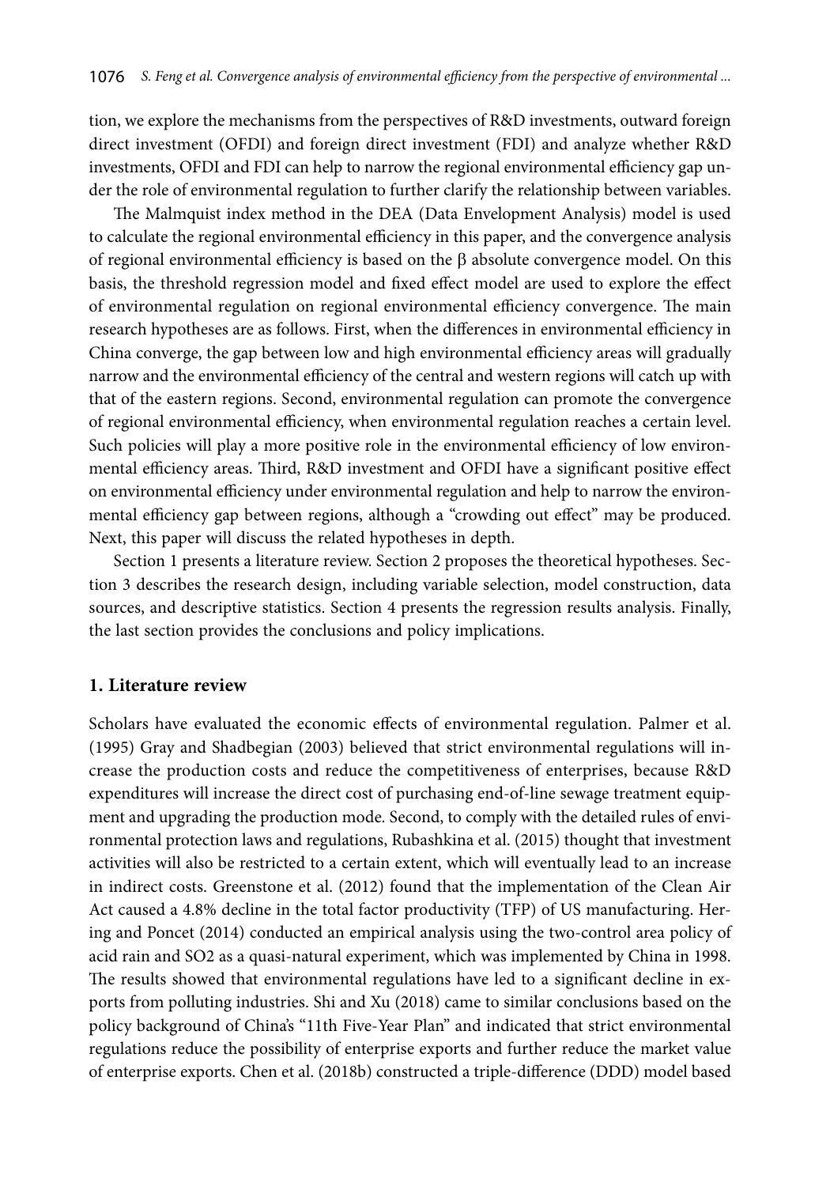tion, we explore the mechanisms from the perspectives of R&D investments, outward foreign direct investment (OFDI) and foreign direct investment (FDI) and analyze whether R&D investments, OFDI and FDI can help to narrow the regional environmental efficiency gap under the role of environmental regulation to further clarify the relationship between variables.

The Malmquist index method in the DEA (Data Envelopment Analysis) model is used to calculate the regional environmental efficiency in this paper, and the convergence analysis of regional environmental efficiency is based on the β absolute convergence model. On this basis, the threshold regression model and fixed effect model are used to explore the effect of environmental regulation on regional environmental efficiency convergence. The main research hypotheses are as follows. First, when the differences in environmental efficiency in China converge, the gap between low and high environmental efficiency areas will gradually narrow and the environmental efficiency of the central and western regions will catch up with that of the eastern regions. Second, environmental regulation can promote the convergence of regional environmental efficiency, when environmental regulation reaches a certain level. Such policies will play a more positive role in the environmental efficiency of low environmental efficiency areas. Third, R&D investment and OFDI have a significant positive effect on environmental efficiency under environmental regulation and help to narrow the environmental efficiency gap between regions, although a "crowding out effect" may be produced. Next, this paper will discuss the related hypotheses in depth.

Section 1 presents a literature review. Section 2 proposes the theoretical hypotheses. Section 3 describes the research design, including variable selection, model construction, data sources, and descriptive statistics. Section 4 presents the regression results analysis. Finally, the last section provides the conclusions and policy implications.

## 1. Literature review

Scholars have evaluated the economic effects of environmental regulation. Palmer et al. (1995) Gray and Shadbegian (2003) believed that strict environmental regulations will increase the production costs and reduce the competitiveness of enterprises, because R&D expenditures will increase the direct cost of purchasing end-of-line sewage treatment equipment and upgrading the production mode. Second, to comply with the detailed rules of environmental protection laws and regulations, Rubashkina et al. (2015) thought that investment activities will also be restricted to a certain extent, which will eventually lead to an increase in indirect costs. Greenstone et al. (2012) found that the implementation of the Clean Air Act caused a 4.8% decline in the total factor productivity (TFP) of US manufacturing. Hering and Poncet (2014) conducted an empirical analysis using the two-control area policy of acid rain and $SO_2$ as a quasi-natural experiment, which was implemented by China in 1998. The results showed that environmental regulations have led to a significant decline in exports from polluting industries. Shi and Xu (2018) came to similar conclusions based on the policy background of China's "11th Five-Year Plan" and indicated that strict environmental regulations reduce the possibility of enterprise exports and further reduce the market value of enterprise exports. Chen et al. (2018b) constructed a triple-difference (DDD) model based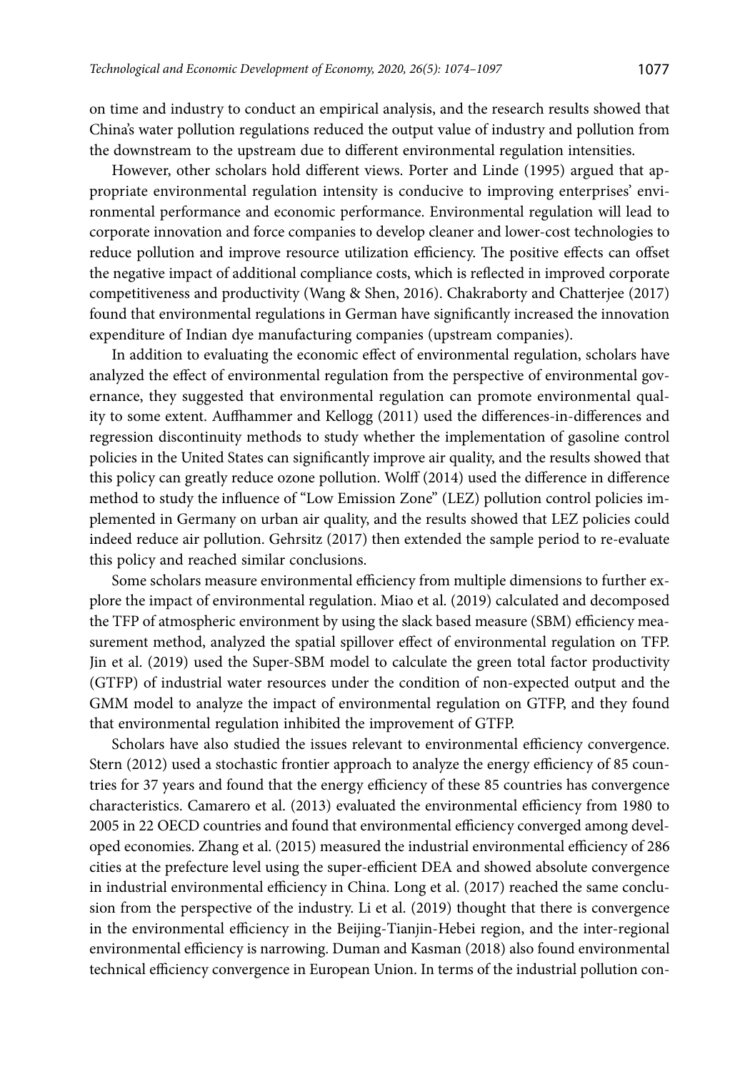on time and industry to conduct an empirical analysis, and the research results showed that China's water pollution regulations reduced the output value of industry and pollution from the downstream to the upstream due to different environmental regulation intensities.

However, other scholars hold different views. Porter and Linde (1995) argued that appropriate environmental regulation intensity is conducive to improving enterprises' environmental performance and economic performance. Environmental regulation will lead to corporate innovation and force companies to develop cleaner and lower-cost technologies to reduce pollution and improve resource utilization efficiency. The positive effects can offset the negative impact of additional compliance costs, which is reflected in improved corporate competitiveness and productivity (Wang & Shen, 2016). Chakraborty and Chatterjee (2017) found that environmental regulations in German have significantly increased the innovation expenditure of Indian dye manufacturing companies (upstream companies).

In addition to evaluating the economic effect of environmental regulation, scholars have analyzed the effect of environmental regulation from the perspective of environmental governance, they suggested that environmental regulation can promote environmental quality to some extent. Auffhammer and Kellogg (2011) used the differences-in-differences and regression discontinuity methods to study whether the implementation of gasoline control policies in the United States can significantly improve air quality, and the results showed that this policy can greatly reduce ozone pollution. Wolff (2014) used the difference in difference method to study the influence of "Low Emission Zone" (LEZ) pollution control policies implemented in Germany on urban air quality, and the results showed that LEZ policies could indeed reduce air pollution. Gehrsitz (2017) then extended the sample period to re-evaluate this policy and reached similar conclusions.

Some scholars measure environmental efficiency from multiple dimensions to further explore the impact of environmental regulation. Miao et al. (2019) calculated and decomposed the TFP of atmospheric environment by using the slack based measure (SBM) efficiency measurement method, analyzed the spatial spillover effect of environmental regulation on TFP. Jin et al. (2019) used the Super-SBM model to calculate the green total factor productivity (GTFP) of industrial water resources under the condition of non-expected output and the GMM model to analyze the impact of environmental regulation on GTFP, and they found that environmental regulation inhibited the improvement of GTFP.

Scholars have also studied the issues relevant to environmental efficiency convergence. Stern (2012) used a stochastic frontier approach to analyze the energy efficiency of 85 countries for 37 years and found that the energy efficiency of these 85 countries has convergence characteristics. Camarero et al. (2013) evaluated the environmental efficiency from 1980 to 2005 in 22 OECD countries and found that environmental efficiency converged among developed economies. Zhang et al. (2015) measured the industrial environmental efficiency of 286 cities at the prefecture level using the super-efficient DEA and showed absolute convergence in industrial environmental efficiency in China. Long et al. (2017) reached the same conclusion from the perspective of the industry. Li et al. (2019) thought that there is convergence in the environmental efficiency in the Beijing-Tianjin-Hebei region, and the inter-regional environmental efficiency is narrowing. Duman and Kasman (2018) also found environmental technical efficiency convergence in European Union. In terms of the industrial pollution con-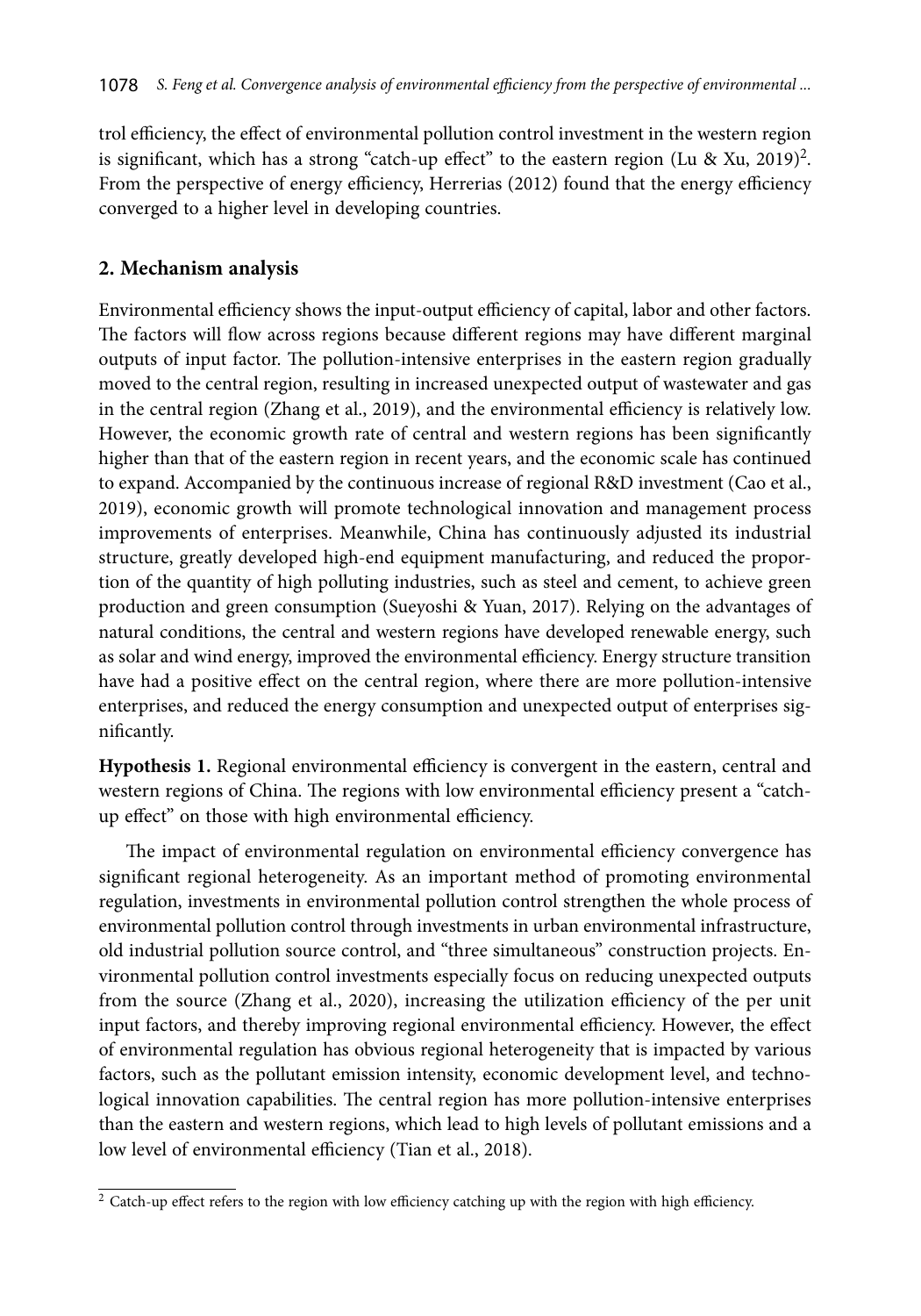trol efficiency, the effect of environmental pollution control investment in the western region is significant, which has a strong "catch-up effect" to the eastern region (Lu & Xu, 2019)[2]. From the perspective of energy efficiency, Herrerias (2012) found that the energy efficiency converged to a higher level in developing countries.

## 2. Mechanism analysis

Environmental efficiency shows the input-output efficiency of capital, labor and other factors. The factors will flow across regions because different regions may have different marginal outputs of input factor. The pollution-intensive enterprises in the eastern region gradually moved to the central region, resulting in increased unexpected output of wastewater and gas in the central region (Zhang et al., 2019), and the environmental efficiency is relatively low. However, the economic growth rate of central and western regions has been significantly higher than that of the eastern region in recent years, and the economic scale has continued to expand. Accompanied by the continuous increase of regional R&D investment (Cao et al., 2019), economic growth will promote technological innovation and management process improvements of enterprises. Meanwhile, China has continuously adjusted its industrial structure, greatly developed high-end equipment manufacturing, and reduced the proportion of the quantity of high polluting industries, such as steel and cement, to achieve green production and green consumption (Sueyoshi & Yuan, 2017). Relying on the advantages of natural conditions, the central and western regions have developed renewable energy, such as solar and wind energy, improved the environmental efficiency. Energy structure transition have had a positive effect on the central region, where there are more pollution-intensive enterprises, and reduced the energy consumption and unexpected output of enterprises significantly.

**Hypothesis 1.** Regional environmental efficiency is convergent in the eastern, central and western regions of China. The regions with low environmental efficiency present a "catch-up effect" on those with high environmental efficiency.

The impact of environmental regulation on environmental efficiency convergence has significant regional heterogeneity. As an important method of promoting environmental regulation, investments in environmental pollution control strengthen the whole process of environmental pollution control through investments in urban environmental infrastructure, old industrial pollution source control, and "three simultaneous" construction projects. Environmental pollution control investments especially focus on reducing unexpected outputs from the source (Zhang et al., 2020), increasing the utilization efficiency of the per unit input factors, and thereby improving regional environmental efficiency. However, the effect of environmental regulation has obvious regional heterogeneity that is impacted by various factors, such as the pollutant emission intensity, economic development level, and technological innovation capabilities. The central region has more pollution-intensive enterprises than the eastern and western regions, which lead to high levels of pollutant emissions and a low level of environmental efficiency (Tian et al., 2018).

[2] Catch-up effect refers to the region with low efficiency catching up with the region with high efficiency.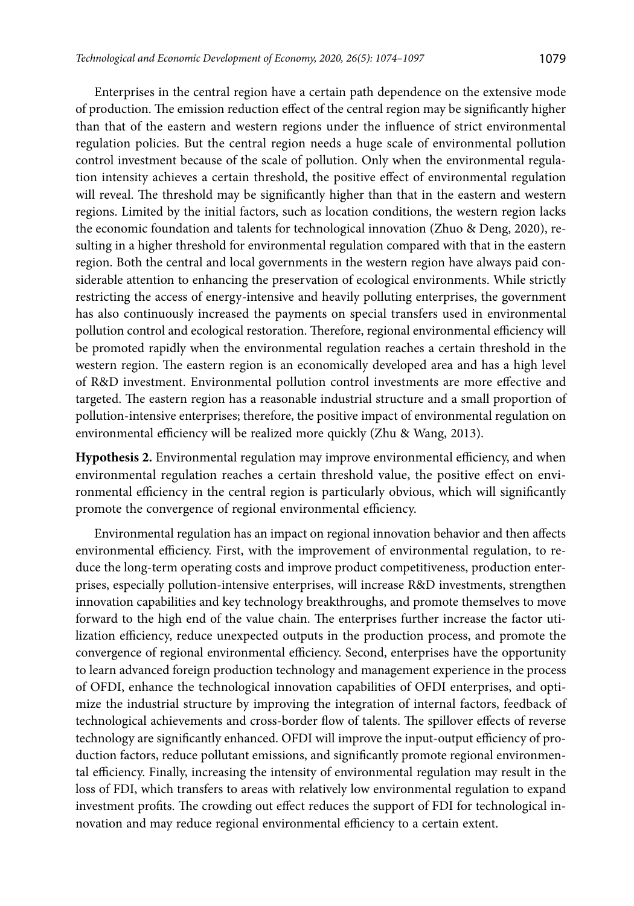Enterprises in the central region have a certain path dependence on the extensive mode of production. The emission reduction effect of the central region may be significantly higher than that of the eastern and western regions under the influence of strict environmental regulation policies. But the central region needs a huge scale of environmental pollution control investment because of the scale of pollution. Only when the environmental regulation intensity achieves a certain threshold, the positive effect of environmental regulation will reveal. The threshold may be significantly higher than that in the eastern and western regions. Limited by the initial factors, such as location conditions, the western region lacks the economic foundation and talents for technological innovation (Zhuo & Deng, 2020), resulting in a higher threshold for environmental regulation compared with that in the eastern region. Both the central and local governments in the western region have always paid considerable attention to enhancing the preservation of ecological environments. While strictly restricting the access of energy-intensive and heavily polluting enterprises, the government has also continuously increased the payments on special transfers used in environmental pollution control and ecological restoration. Therefore, regional environmental efficiency will be promoted rapidly when the environmental regulation reaches a certain threshold in the western region. The eastern region is an economically developed area and has a high level of R&D investment. Environmental pollution control investments are more effective and targeted. The eastern region has a reasonable industrial structure and a small proportion of pollution-intensive enterprises; therefore, the positive impact of environmental regulation on environmental efficiency will be realized more quickly (Zhu & Wang, 2013).

**Hypothesis 2.** Environmental regulation may improve environmental efficiency, and when environmental regulation reaches a certain threshold value, the positive effect on environmental efficiency in the central region is particularly obvious, which will significantly promote the convergence of regional environmental efficiency.

Environmental regulation has an impact on regional innovation behavior and then affects environmental efficiency. First, with the improvement of environmental regulation, to reduce the long-term operating costs and improve product competitiveness, production enterprises, especially pollution-intensive enterprises, will increase R&D investments, strengthen innovation capabilities and key technology breakthroughs, and promote themselves to move forward to the high end of the value chain. The enterprises further increase the factor utilization efficiency, reduce unexpected outputs in the production process, and promote the convergence of regional environmental efficiency. Second, enterprises have the opportunity to learn advanced foreign production technology and management experience in the process of OFDI, enhance the technological innovation capabilities of OFDI enterprises, and optimize the industrial structure by improving the integration of internal factors, feedback of technological achievements and cross-border flow of talents. The spillover effects of reverse technology are significantly enhanced. OFDI will improve the input-output efficiency of production factors, reduce pollutant emissions, and significantly promote regional environmental efficiency. Finally, increasing the intensity of environmental regulation may result in the loss of FDI, which transfers to areas with relatively low environmental regulation to expand investment profits. The crowding out effect reduces the support of FDI for technological innovation and may reduce regional environmental efficiency to a certain extent.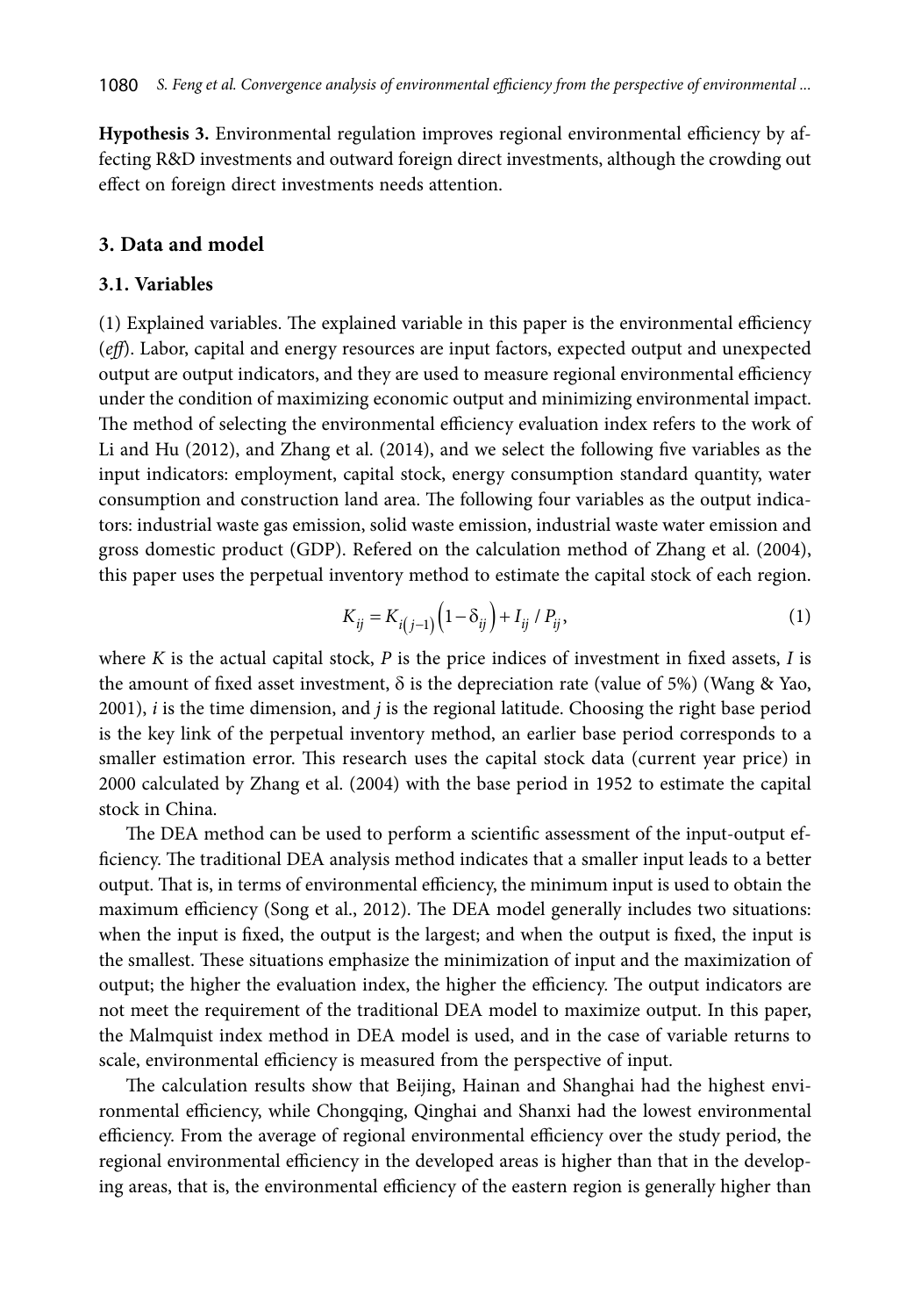**Hypothesis 3.** Environmental regulation improves regional environmental efficiency by affecting R&D investments and outward foreign direct investments, although the crowding out effect on foreign direct investments needs attention.

## 3. Data and model

### 3.1. Variables

(1) Explained variables. The explained variable in this paper is the environmental efficiency (*eff*). Labor, capital and energy resources are input factors, expected output and unexpected output are output indicators, and they are used to measure regional environmental efficiency under the condition of maximizing economic output and minimizing environmental impact. The method of selecting the environmental efficiency evaluation index refers to the work of Li and Hu (2012), and Zhang et al. (2014), and we select the following five variables as the input indicators: employment, capital stock, energy consumption standard quantity, water consumption and construction land area. The following four variables as the output indicators: industrial waste gas emission, solid waste emission, industrial waste water emission and gross domestic product (GDP). Refered on the calculation method of Zhang et al. (2004), this paper uses the perpetual inventory method to estimate the capital stock of each region.

$$K_{ij} = K_{i(j-1)}\left(1-\delta_{ij}\right) + I_{ij} / P_{ij}, \tag{1}$$

where $K$ is the actual capital stock, $P$ is the price indices of investment in fixed assets, $I$ is the amount of fixed asset investment, $\delta$ is the depreciation rate (value of 5%) (Wang & Yao, 2001), $i$ is the time dimension, and $j$ is the regional latitude. Choosing the right base period is the key link of the perpetual inventory method, an earlier base period corresponds to a smaller estimation error. This research uses the capital stock data (current year price) in 2000 calculated by Zhang et al. (2004) with the base period in 1952 to estimate the capital stock in China.

The DEA method can be used to perform a scientific assessment of the input-output efficiency. The traditional DEA analysis method indicates that a smaller input leads to a better output. That is, in terms of environmental efficiency, the minimum input is used to obtain the maximum efficiency (Song et al., 2012). The DEA model generally includes two situations: when the input is fixed, the output is the largest; and when the output is fixed, the input is the smallest. These situations emphasize the minimization of input and the maximization of output; the higher the evaluation index, the higher the efficiency. The output indicators are not meet the requirement of the traditional DEA model to maximize output. In this paper, the Malmquist index method in DEA model is used, and in the case of variable returns to scale, environmental efficiency is measured from the perspective of input.

The calculation results show that Beijing, Hainan and Shanghai had the highest environmental efficiency, while Chongqing, Qinghai and Shanxi had the lowest environmental efficiency. From the average of regional environmental efficiency over the study period, the regional environmental efficiency in the developed areas is higher than that in the developing areas, that is, the environmental efficiency of the eastern region is generally higher than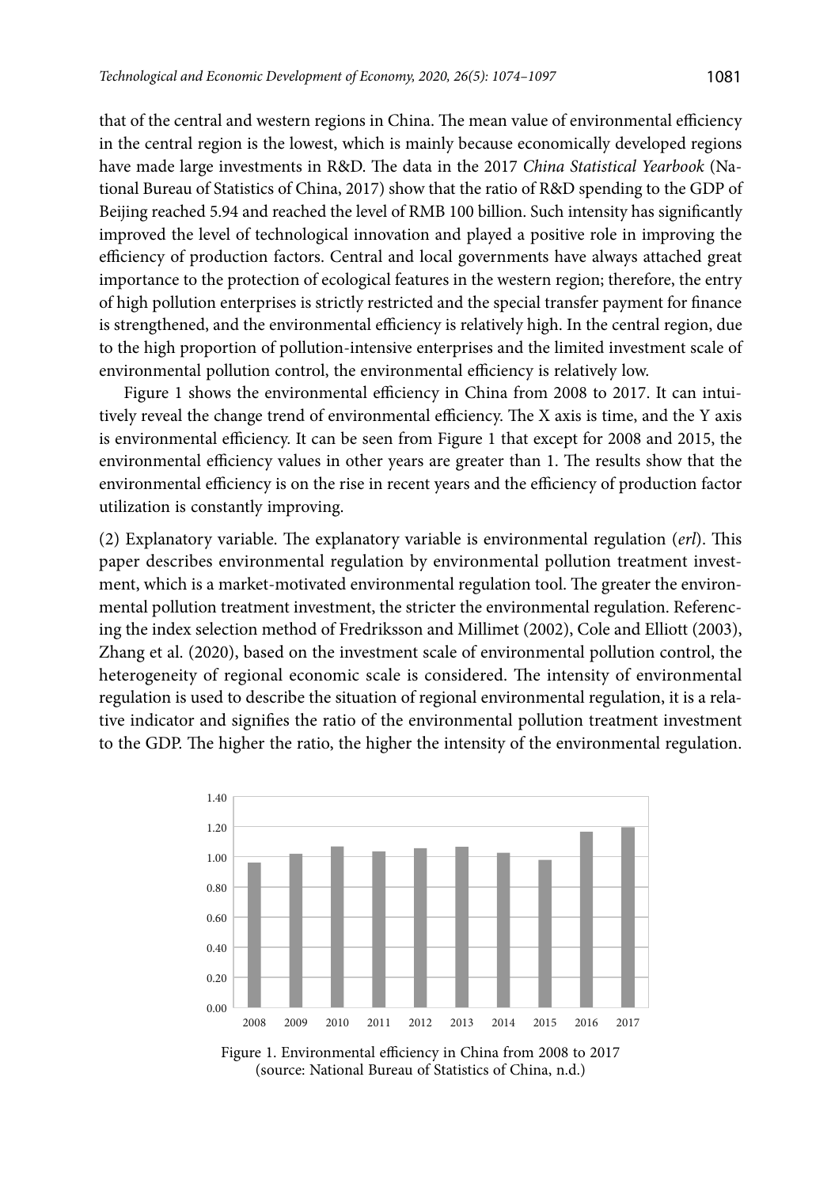that of the central and western regions in China. The mean value of environmental efficiency in the central region is the lowest, which is mainly because economically developed regions have made large investments in R&D. The data in the 2017 *China Statistical Yearbook* (National Bureau of Statistics of China, 2017) show that the ratio of R&D spending to the GDP of Beijing reached 5.94 and reached the level of RMB 100 billion. Such intensity has significantly improved the level of technological innovation and played a positive role in improving the efficiency of production factors. Central and local governments have always attached great importance to the protection of ecological features in the western region; therefore, the entry of high pollution enterprises is strictly restricted and the special transfer payment for finance is strengthened, and the environmental efficiency is relatively high. In the central region, due to the high proportion of pollution-intensive enterprises and the limited investment scale of environmental pollution control, the environmental efficiency is relatively low.

Figure 1 shows the environmental efficiency in China from 2008 to 2017. It can intuitively reveal the change trend of environmental efficiency. The X axis is time, and the Y axis is environmental efficiency. It can be seen from Figure 1 that except for 2008 and 2015, the environmental efficiency values in other years are greater than 1. The results show that the environmental efficiency is on the rise in recent years and the efficiency of production factor utilization is constantly improving.

(2) Explanatory variable. The explanatory variable is environmental regulation (*erl*). This paper describes environmental regulation by environmental pollution treatment investment, which is a market-motivated environmental regulation tool. The greater the environmental pollution treatment investment, the stricter the environmental regulation. Referencing the index selection method of Fredriksson and Millimet (2002), Cole and Elliott (2003), Zhang et al. (2020), based on the investment scale of environmental pollution control, the heterogeneity of regional economic scale is considered. The intensity of environmental regulation is used to describe the situation of regional environmental regulation, it is a relative indicator and signifies the ratio of the environmental pollution treatment investment to the GDP. The higher the ratio, the higher the intensity of the environmental regulation.

Figure 1. Environmental efficiency in China from 2008 to 2017
(source: National Bureau of Statistics of China, n.d.)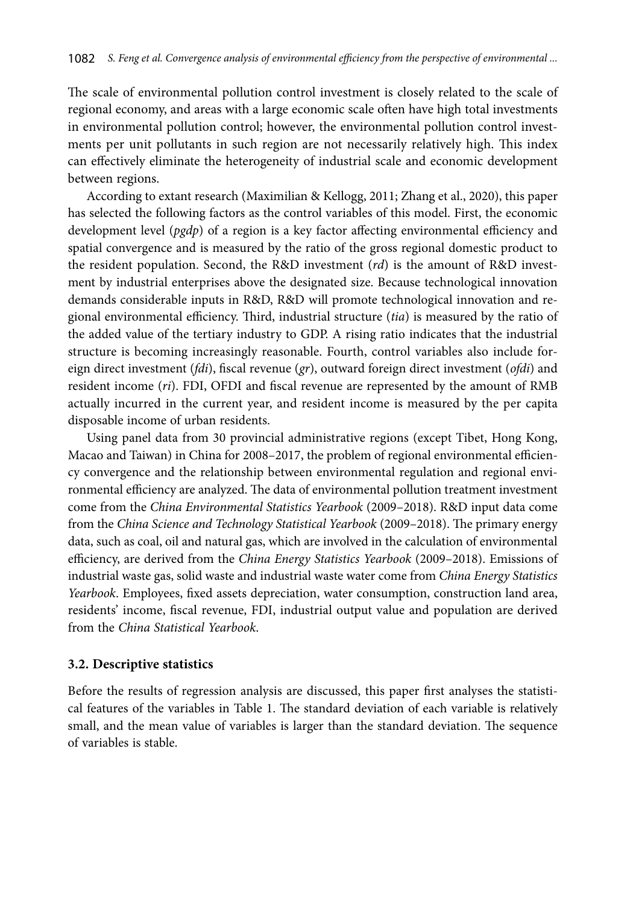The scale of environmental pollution control investment is closely related to the scale of regional economy, and areas with a large economic scale often have high total investments in environmental pollution control; however, the environmental pollution control investments per unit pollutants in such region are not necessarily relatively high. This index can effectively eliminate the heterogeneity of industrial scale and economic development between regions.

According to extant research (Maximilian & Kellogg, 2011; Zhang et al., 2020), this paper has selected the following factors as the control variables of this model. First, the economic development level (*pgdp*) of a region is a key factor affecting environmental efficiency and spatial convergence and is measured by the ratio of the gross regional domestic product to the resident population. Second, the R&D investment (*rd*) is the amount of R&D investment by industrial enterprises above the designated size. Because technological innovation demands considerable inputs in R&D, R&D will promote technological innovation and regional environmental efficiency. Third, industrial structure (*tia*) is measured by the ratio of the added value of the tertiary industry to GDP. A rising ratio indicates that the industrial structure is becoming increasingly reasonable. Fourth, control variables also include foreign direct investment (*fdi*), fiscal revenue (*gr*), outward foreign direct investment (*ofdi*) and resident income (*ri*). FDI, OFDI and fiscal revenue are represented by the amount of RMB actually incurred in the current year, and resident income is measured by the per capita disposable income of urban residents.

Using panel data from 30 provincial administrative regions (except Tibet, Hong Kong, Macao and Taiwan) in China for 2008–2017, the problem of regional environmental efficiency convergence and the relationship between environmental regulation and regional environmental efficiency are analyzed. The data of environmental pollution treatment investment come from the *China Environmental Statistics Yearbook* (2009–2018). R&D input data come from the *China Science and Technology Statistical Yearbook* (2009–2018). The primary energy data, such as coal, oil and natural gas, which are involved in the calculation of environmental efficiency, are derived from the *China Energy Statistics Yearbook* (2009–2018). Emissions of industrial waste gas, solid waste and industrial waste water come from *China Energy Statistics Yearbook*. Employees, fixed assets depreciation, water consumption, construction land area, residents' income, fiscal revenue, FDI, industrial output value and population are derived from the *China Statistical Yearbook*.

### 3.2. Descriptive statistics

Before the results of regression analysis are discussed, this paper first analyses the statistical features of the variables in Table 1. The standard deviation of each variable is relatively small, and the mean value of variables is larger than the standard deviation. The sequence of variables is stable.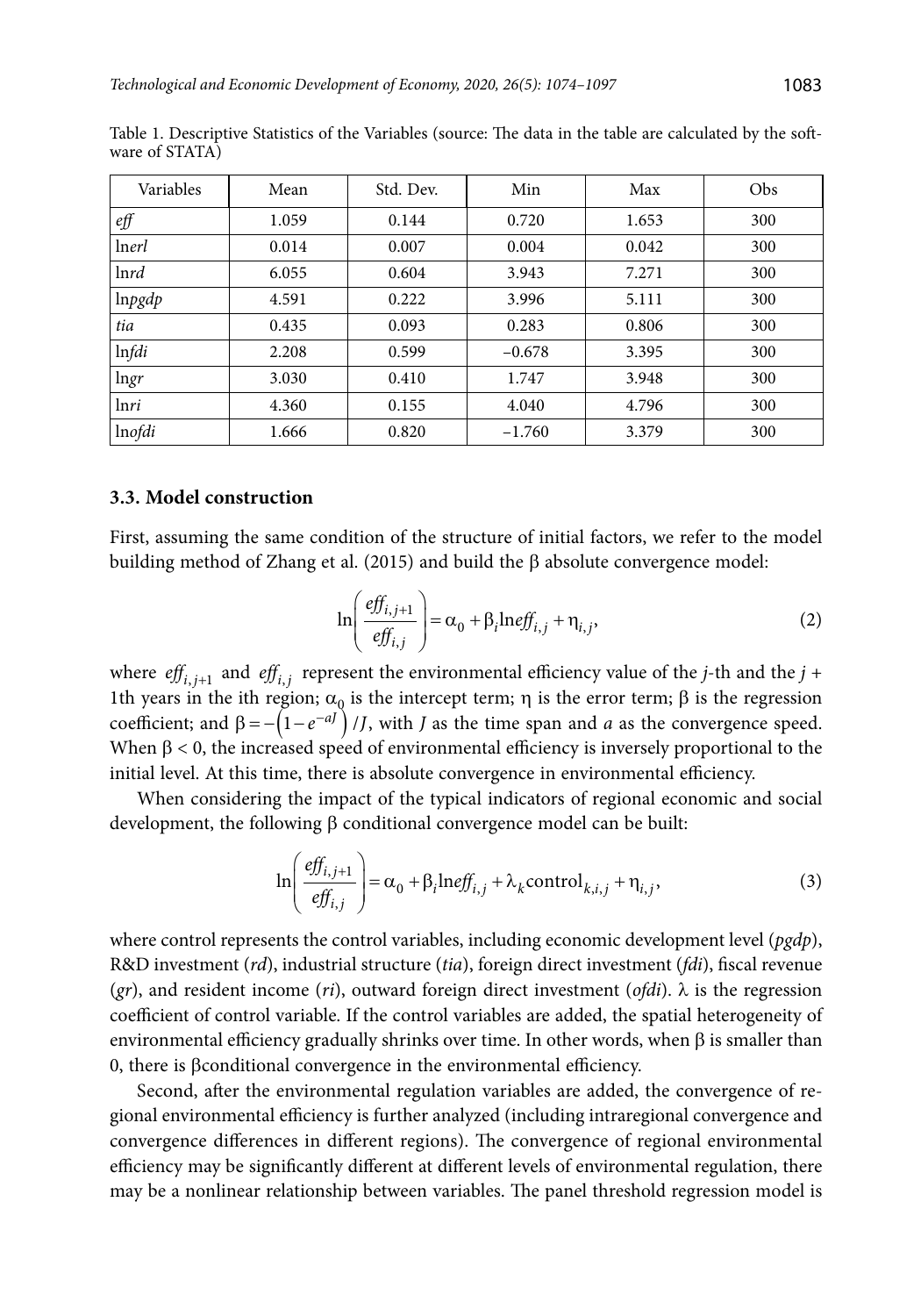Table 1. Descriptive Statistics of the Variables (source: The data in the table are calculated by the software of STATA)

| Variables | Mean | Std. Dev. | Min | Max | Obs |
|---|---|---|---|---|---|
| *eff* | 1.059 | 0.144 | 0.720 | 1.653 | 300 |
| ln*erl* | 0.014 | 0.007 | 0.004 | 0.042 | 300 |
| ln*rd* | 6.055 | 0.604 | 3.943 | 7.271 | 300 |
| ln*pgdp* | 4.591 | 0.222 | 3.996 | 5.111 | 300 |
| *tia* | 0.435 | 0.093 | 0.283 | 0.806 | 300 |
| ln*fdi* | 2.208 | 0.599 | −0.678 | 3.395 | 300 |
| ln*gr* | 3.030 | 0.410 | 1.747 | 3.948 | 300 |
| ln*ri* | 4.360 | 0.155 | 4.040 | 4.796 | 300 |
| ln*ofdi* | 1.666 | 0.820 | −1.760 | 3.379 | 300 |

### 3.3. Model construction

First, assuming the same condition of the structure of initial factors, we refer to the model building method of Zhang et al. (2015) and build the β absolute convergence model:

$$\ln\left(\frac{eff_{i,j+1}}{eff_{i,j}}\right) = \alpha_0 + \beta_i \ln eff_{i,j} + \eta_{i,j}, \tag{2}$$

where $eff_{i,j+1}$ and $eff_{i,j}$ represent the environmental efficiency value of the *j*-th and the *j* + 1th years in the ith region; $\alpha_0$ is the intercept term; η is the error term; β is the regression coefficient; and $\beta = -\left(1-e^{-aJ}\right)/J$, with *J* as the time span and *a* as the convergence speed. When $\beta < 0$, the increased speed of environmental efficiency is inversely proportional to the initial level. At this time, there is absolute convergence in environmental efficiency.

When considering the impact of the typical indicators of regional economic and social development, the following β conditional convergence model can be built:

$$\ln\left(\frac{eff_{i,j+1}}{eff_{i,j}}\right) = \alpha_0 + \beta_i \ln eff_{i,j} + \lambda_k \text{control}_{k,i,j} + \eta_{i,j}, \tag{3}$$

where control represents the control variables, including economic development level (*pgdp*), R&D investment (*rd*), industrial structure (*tia*), foreign direct investment (*fdi*), fiscal revenue (*gr*), and resident income (*ri*), outward foreign direct investment (*ofdi*). λ is the regression coefficient of control variable. If the control variables are added, the spatial heterogeneity of environmental efficiency gradually shrinks over time. In other words, when β is smaller than 0, there is βconditional convergence in the environmental efficiency.

Second, after the environmental regulation variables are added, the convergence of regional environmental efficiency is further analyzed (including intraregional convergence and convergence differences in different regions). The convergence of regional environmental efficiency may be significantly different at different levels of environmental regulation, there may be a nonlinear relationship between variables. The panel threshold regression model is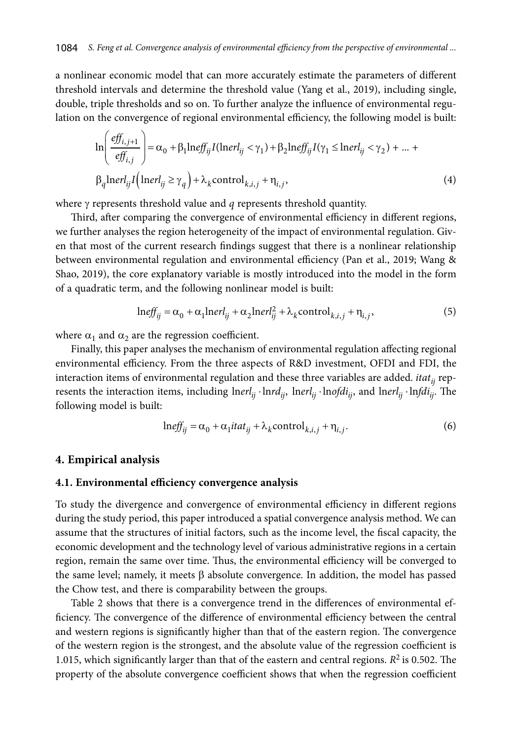a nonlinear economic model that can more accurately estimate the parameters of different threshold intervals and determine the threshold value (Yang et al., 2019), including single, double, triple thresholds and so on. To further analyze the influence of environmental regulation on the convergence of regional environmental efficiency, the following model is built:

$$\ln\left(\frac{eff_{i,j+1}}{eff_{i,j}}\right) = \alpha_0 + \beta_1 \ln eff_{ij} I(\ln erl_{ij} < \gamma_1) + \beta_2 \ln eff_{ij} I(\gamma_1 \le \ln erl_{ij} < \gamma_2) + \ldots +$$
$$\beta_q \ln erl_{ij} I\left(\ln erl_{ij} \ge \gamma_q\right) + \lambda_k \text{control}_{k,i,j} + \eta_{i,j}, \quad (4)$$

where $\gamma$ represents threshold value and $q$ represents threshold quantity.

Third, after comparing the convergence of environmental efficiency in different regions, we further analyses the region heterogeneity of the impact of environmental regulation. Given that most of the current research findings suggest that there is a nonlinear relationship between environmental regulation and environmental efficiency (Pan et al., 2019; Wang & Shao, 2019), the core explanatory variable is mostly introduced into the model in the form of a quadratic term, and the following nonlinear model is built:

$$\ln eff_{ij} = \alpha_0 + \alpha_1 \ln erl_{ij} + \alpha_2 \ln erl_{ij}^2 + \lambda_k \text{control}_{k,i,j} + \eta_{i,j}, \quad (5)$$

where $\alpha_1$ and $\alpha_2$ are the regression coefficient.

Finally, this paper analyses the mechanism of environmental regulation affecting regional environmental efficiency. From the three aspects of R&D investment, OFDI and FDI, the interaction items of environmental regulation and these three variables are added. $itat_{ij}$ represents the interaction items, including $\ln erl_{ij} \cdot \ln rd_{ij}$, $\ln erl_{ij} \cdot \ln ofdi_{ij}$, and $\ln erl_{ij} \cdot \ln fdi_{ij}$. The following model is built:

$$\ln eff_{ij} = \alpha_0 + \alpha_1 itat_{ij} + \lambda_k \text{control}_{k,i,j} + \eta_{i,j}. \quad (6)$$

## 4. Empirical analysis

### 4.1. Environmental efficiency convergence analysis

To study the divergence and convergence of environmental efficiency in different regions during the study period, this paper introduced a spatial convergence analysis method. We can assume that the structures of initial factors, such as the income level, the fiscal capacity, the economic development and the technology level of various administrative regions in a certain region, remain the same over time. Thus, the environmental efficiency will be converged to the same level; namely, it meets $\beta$ absolute convergence. In addition, the model has passed the Chow test, and there is comparability between the groups.

Table 2 shows that there is a convergence trend in the differences of environmental efficiency. The convergence of the difference of environmental efficiency between the central and western regions is significantly higher than that of the eastern region. The convergence of the western region is the strongest, and the absolute value of the regression coefficient is 1.015, which significantly larger than that of the eastern and central regions. $R^2$ is 0.502. The property of the absolute convergence coefficient shows that when the regression coefficient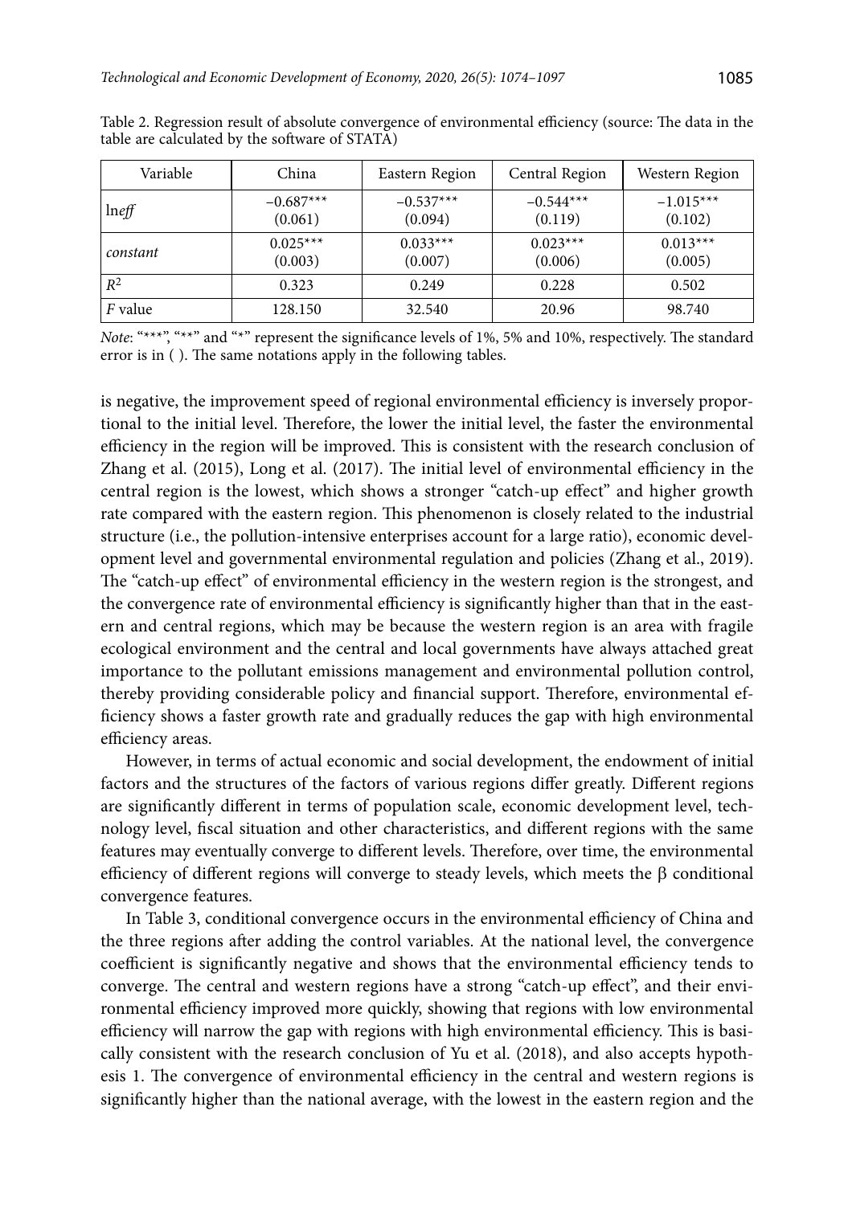Table 2. Regression result of absolute convergence of environmental efficiency (source: The data in the table are calculated by the software of STATA)

| Variable | China | Eastern Region | Central Region | Western Region |
|---|---|---|---|---|
| ln*eff* | −0.687***<br>(0.061) | −0.537***<br>(0.094) | −0.544***<br>(0.119) | −1.015***<br>(0.102) |
| *constant* | 0.025***<br>(0.003) | 0.033***<br>(0.007) | 0.023***<br>(0.006) | 0.013***<br>(0.005) |
| $R^2$ | 0.323 | 0.249 | 0.228 | 0.502 |
| *F* value | 128.150 | 32.540 | 20.96 | 98.740 |

*Note*: "***", "**" and "*" represent the significance levels of 1%, 5% and 10%, respectively. The standard error is in ( ). The same notations apply in the following tables.

is negative, the improvement speed of regional environmental efficiency is inversely proportional to the initial level. Therefore, the lower the initial level, the faster the environmental efficiency in the region will be improved. This is consistent with the research conclusion of Zhang et al. (2015), Long et al. (2017). The initial level of environmental efficiency in the central region is the lowest, which shows a stronger "catch-up effect" and higher growth rate compared with the eastern region. This phenomenon is closely related to the industrial structure (i.e., the pollution-intensive enterprises account for a large ratio), economic development level and governmental environmental regulation and policies (Zhang et al., 2019). The "catch-up effect" of environmental efficiency in the western region is the strongest, and the convergence rate of environmental efficiency is significantly higher than that in the eastern and central regions, which may be because the western region is an area with fragile ecological environment and the central and local governments have always attached great importance to the pollutant emissions management and environmental pollution control, thereby providing considerable policy and financial support. Therefore, environmental efficiency shows a faster growth rate and gradually reduces the gap with high environmental efficiency areas.

However, in terms of actual economic and social development, the endowment of initial factors and the structures of the factors of various regions differ greatly. Different regions are significantly different in terms of population scale, economic development level, technology level, fiscal situation and other characteristics, and different regions with the same features may eventually converge to different levels. Therefore, over time, the environmental efficiency of different regions will converge to steady levels, which meets the $\beta$ conditional convergence features.

In Table 3, conditional convergence occurs in the environmental efficiency of China and the three regions after adding the control variables. At the national level, the convergence coefficient is significantly negative and shows that the environmental efficiency tends to converge. The central and western regions have a strong "catch-up effect", and their environmental efficiency improved more quickly, showing that regions with low environmental efficiency will narrow the gap with regions with high environmental efficiency. This is basically consistent with the research conclusion of Yu et al. (2018), and also accepts hypothesis 1. The convergence of environmental efficiency in the central and western regions is significantly higher than the national average, with the lowest in the eastern region and the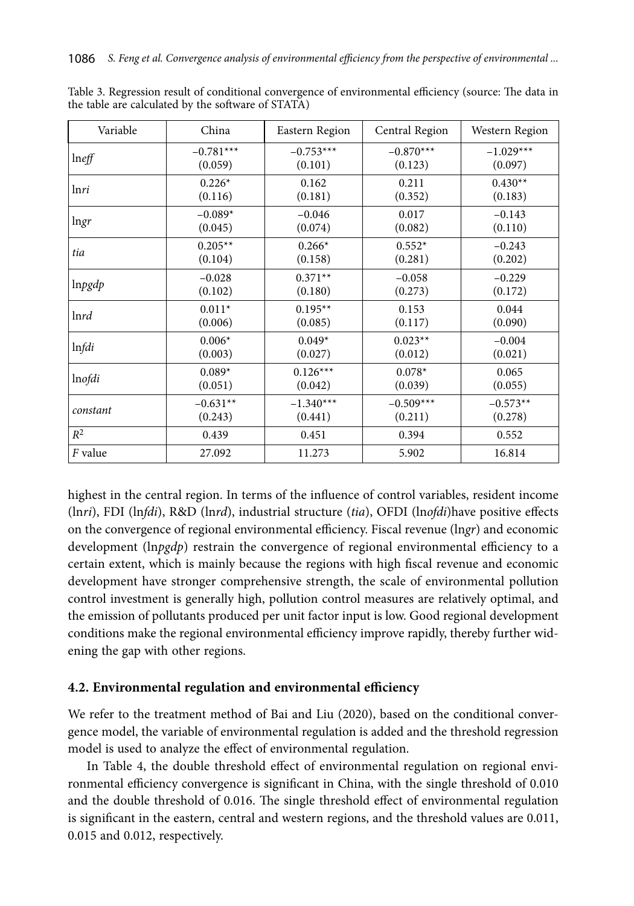Table 3. Regression result of conditional convergence of environmental efficiency (source: The data in the table are calculated by the software of STATA)

| Variable | China | Eastern Region | Central Region | Western Region |
|---|---|---|---|---|
| ln*eff* | −0.781***<br>(0.059) | −0.753***<br>(0.101) | −0.870***<br>(0.123) | −1.029***<br>(0.097) |
| ln*ri* | 0.226*<br>(0.116) | 0.162<br>(0.181) | 0.211<br>(0.352) | 0.430**<br>(0.183) |
| ln*gr* | −0.089*<br>(0.045) | −0.046<br>(0.074) | 0.017<br>(0.082) | −0.143<br>(0.110) |
| *tia* | 0.205**<br>(0.104) | 0.266*<br>(0.158) | 0.552*<br>(0.281) | −0.243<br>(0.202) |
| ln*pgdp* | −0.028<br>(0.102) | 0.371**<br>(0.180) | −0.058<br>(0.273) | −0.229<br>(0.172) |
| ln*rd* | 0.011*<br>(0.006) | 0.195**<br>(0.085) | 0.153<br>(0.117) | 0.044<br>(0.090) |
| ln*fdi* | 0.006*<br>(0.003) | 0.049*<br>(0.027) | 0.023**<br>(0.012) | −0.004<br>(0.021) |
| ln*ofdi* | 0.089*<br>(0.051) | 0.126***<br>(0.042) | 0.078*<br>(0.039) | 0.065<br>(0.055) |
| *constant* | −0.631**<br>(0.243) | −1.340***<br>(0.441) | −0.509***<br>(0.211) | −0.573**<br>(0.278) |
| $R^2$ | 0.439 | 0.451 | 0.394 | 0.552 |
| *F* value | 27.092 | 11.273 | 5.902 | 16.814 |

highest in the central region. In terms of the influence of control variables, resident income (ln*ri*), FDI (ln*fdi*), R&D (ln*rd*), industrial structure (*tia*), OFDI (ln*ofdi*)have positive effects on the convergence of regional environmental efficiency. Fiscal revenue (ln*gr*) and economic development (ln*pgdp*) restrain the convergence of regional environmental efficiency to a certain extent, which is mainly because the regions with high fiscal revenue and economic development have stronger comprehensive strength, the scale of environmental pollution control investment is generally high, pollution control measures are relatively optimal, and the emission of pollutants produced per unit factor input is low. Good regional development conditions make the regional environmental efficiency improve rapidly, thereby further widening the gap with other regions.

### 4.2. Environmental regulation and environmental efficiency

We refer to the treatment method of Bai and Liu (2020), based on the conditional convergence model, the variable of environmental regulation is added and the threshold regression model is used to analyze the effect of environmental regulation.

In Table 4, the double threshold effect of environmental regulation on regional environmental efficiency convergence is significant in China, with the single threshold of 0.010 and the double threshold of 0.016. The single threshold effect of environmental regulation is significant in the eastern, central and western regions, and the threshold values are 0.011, 0.015 and 0.012, respectively.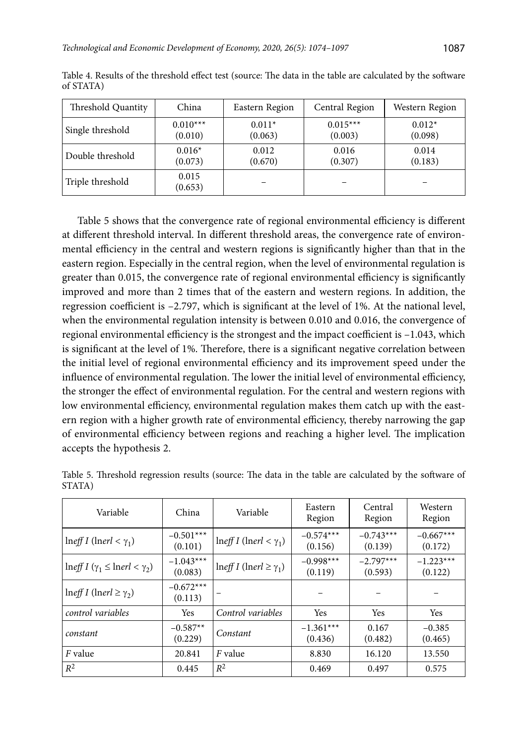Table 4. Results of the threshold effect test (source: The data in the table are calculated by the software of STATA)

| Threshold Quantity | China | Eastern Region | Central Region | Western Region |
|---|---|---|---|---|
| Single threshold | 0.010*** (0.010) | 0.011* (0.063) | 0.015*** (0.003) | 0.012* (0.098) |
| Double threshold | 0.016* (0.073) | 0.012 (0.670) | 0.016 (0.307) | 0.014 (0.183) |
| Triple threshold | 0.015 (0.653) | – | – | – |

Table 5 shows that the convergence rate of regional environmental efficiency is different at different threshold interval. In different threshold areas, the convergence rate of environmental efficiency in the central and western regions is significantly higher than that in the eastern region. Especially in the central region, when the level of environmental regulation is greater than 0.015, the convergence rate of regional environmental efficiency is significantly improved and more than 2 times that of the eastern and western regions. In addition, the regression coefficient is –2.797, which is significant at the level of 1%. At the national level, when the environmental regulation intensity is between 0.010 and 0.016, the convergence of regional environmental efficiency is the strongest and the impact coefficient is –1.043, which is significant at the level of 1%. Therefore, there is a significant negative correlation between the initial level of regional environmental efficiency and its improvement speed under the influence of environmental regulation. The lower the initial level of environmental efficiency, the stronger the effect of environmental regulation. For the central and western regions with low environmental efficiency, environmental regulation makes them catch up with the eastern region with a higher growth rate of environmental efficiency, thereby narrowing the gap of environmental efficiency between regions and reaching a higher level. The implication accepts the hypothesis 2.

Table 5. Threshold regression results (source: The data in the table are calculated by the software of STATA)

| Variable | China | Variable | Eastern Region | Central Region | Western Region |
|---|---|---|---|---|---|
| $\ln eff\ I\ (\ln erl < \gamma_1)$ | −0.501*** (0.101) | $\ln eff\ I\ (\ln erl < \gamma_1)$ | −0.574*** (0.156) | −0.743*** (0.139) | −0.667*** (0.172) |
| $\ln eff\ I\ (\gamma_1 \leq \ln erl < \gamma_2)$ | −1.043*** (0.083) | $\ln eff\ I\ (\ln erl \geq \gamma_1)$ | −0.998*** (0.119) | −2.797*** (0.593) | −1.223*** (0.122) |
| $\ln eff\ I\ (\ln erl \geq \gamma_2)$ | −0.672*** (0.113) | – | – | – | – |
| *control variables* | Yes | *Control variables* | Yes | Yes | Yes |
| *constant* | −0.587** (0.229) | *Constant* | −1.361*** (0.436) | 0.167 (0.482) | −0.385 (0.465) |
| *F* value | 20.841 | *F* value | 8.830 | 16.120 | 13.550 |
| $R^2$ | 0.445 | $R^2$ | 0.469 | 0.497 | 0.575 |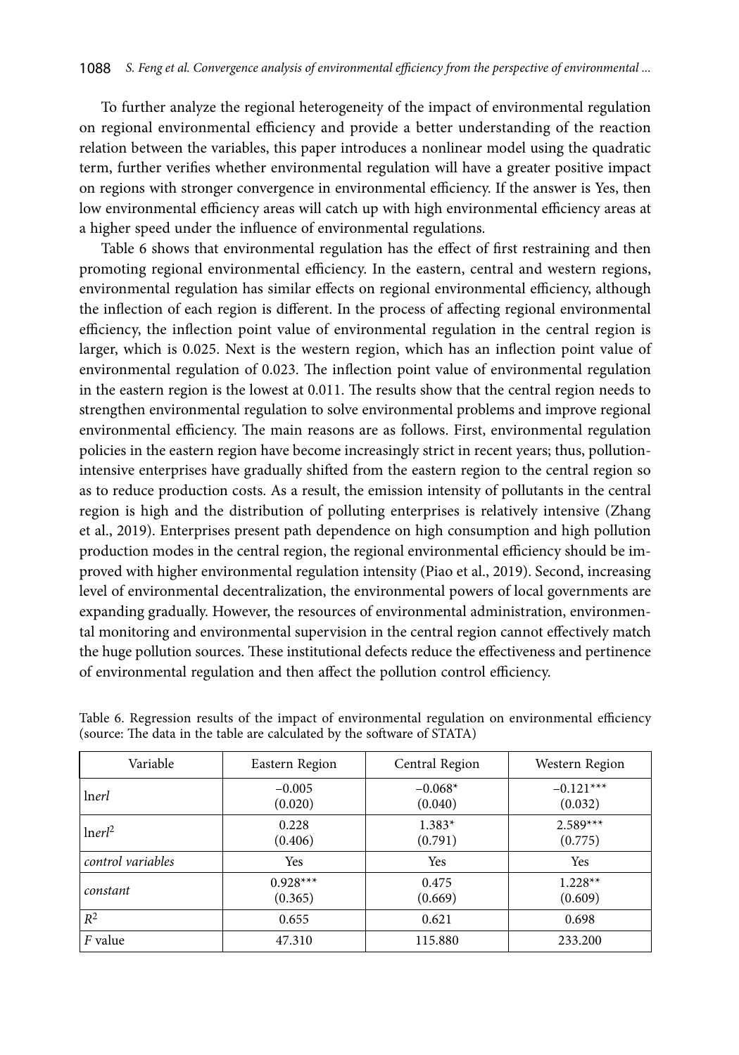To further analyze the regional heterogeneity of the impact of environmental regulation on regional environmental efficiency and provide a better understanding of the reaction relation between the variables, this paper introduces a nonlinear model using the quadratic term, further verifies whether environmental regulation will have a greater positive impact on regions with stronger convergence in environmental efficiency. If the answer is Yes, then low environmental efficiency areas will catch up with high environmental efficiency areas at a higher speed under the influence of environmental regulations.

Table 6 shows that environmental regulation has the effect of first restraining and then promoting regional environmental efficiency. In the eastern, central and western regions, environmental regulation has similar effects on regional environmental efficiency, although the inflection of each region is different. In the process of affecting regional environmental efficiency, the inflection point value of environmental regulation in the central region is larger, which is 0.025. Next is the western region, which has an inflection point value of environmental regulation of 0.023. The inflection point value of environmental regulation in the eastern region is the lowest at 0.011. The results show that the central region needs to strengthen environmental regulation to solve environmental problems and improve regional environmental efficiency. The main reasons are as follows. First, environmental regulation policies in the eastern region have become increasingly strict in recent years; thus, pollution-intensive enterprises have gradually shifted from the eastern region to the central region so as to reduce production costs. As a result, the emission intensity of pollutants in the central region is high and the distribution of polluting enterprises is relatively intensive (Zhang et al., 2019). Enterprises present path dependence on high consumption and high pollution production modes in the central region, the regional environmental efficiency should be improved with higher environmental regulation intensity (Piao et al., 2019). Second, increasing level of environmental decentralization, the environmental powers of local governments are expanding gradually. However, the resources of environmental administration, environmental monitoring and environmental supervision in the central region cannot effectively match the huge pollution sources. These institutional defects reduce the effectiveness and pertinence of environmental regulation and then affect the pollution control efficiency.

Table 6. Regression results of the impact of environmental regulation on environmental efficiency (source: The data in the table are calculated by the software of STATA)

| Variable | Eastern Region | Central Region | Western Region |
|---|---|---|---|
| ln*erl* | −0.005 (0.020) | −0.068* (0.040) | −0.121*** (0.032) |
| ln*erl*$^2$ | 0.228 (0.406) | 1.383* (0.791) | 2.589*** (0.775) |
| *control variables* | Yes | Yes | Yes |
| *constant* | 0.928*** (0.365) | 0.475 (0.669) | 1.228** (0.609) |
| $R^2$ | 0.655 | 0.621 | 0.698 |
| *F* value | 47.310 | 115.880 | 233.200 |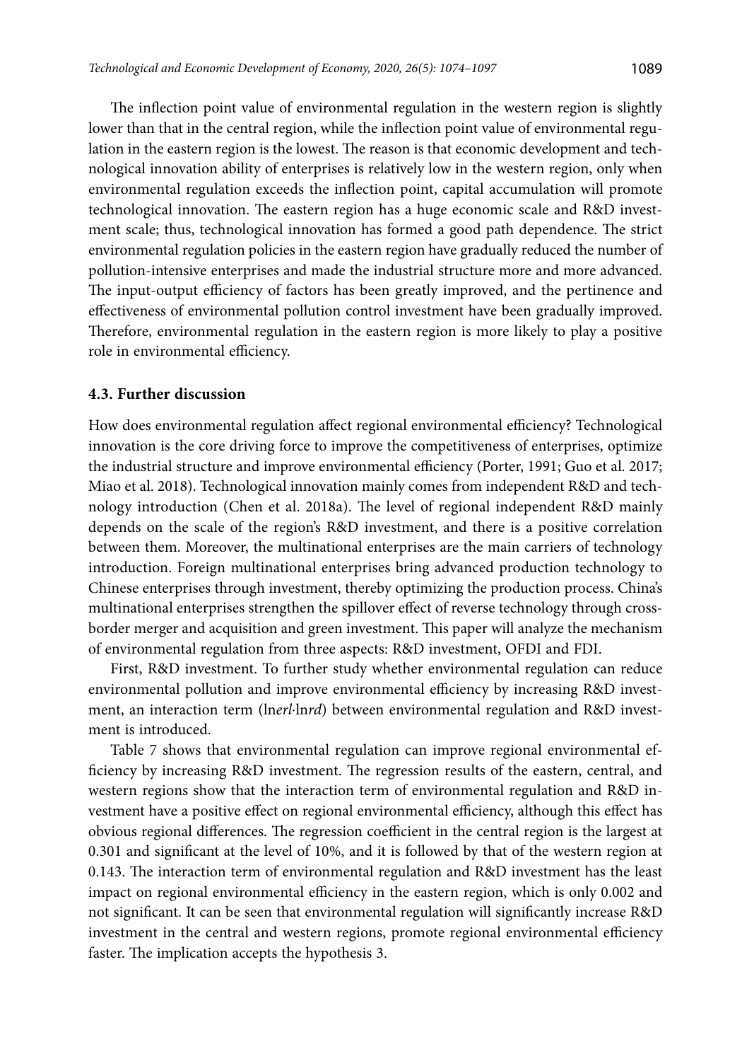The inflection point value of environmental regulation in the western region is slightly lower than that in the central region, while the inflection point value of environmental regulation in the eastern region is the lowest. The reason is that economic development and technological innovation ability of enterprises is relatively low in the western region, only when environmental regulation exceeds the inflection point, capital accumulation will promote technological innovation. The eastern region has a huge economic scale and R&D investment scale; thus, technological innovation has formed a good path dependence. The strict environmental regulation policies in the eastern region have gradually reduced the number of pollution-intensive enterprises and made the industrial structure more and more advanced. The input-output efficiency of factors has been greatly improved, and the pertinence and effectiveness of environmental pollution control investment have been gradually improved. Therefore, environmental regulation in the eastern region is more likely to play a positive role in environmental efficiency.

### 4.3. Further discussion

How does environmental regulation affect regional environmental efficiency? Technological innovation is the core driving force to improve the competitiveness of enterprises, optimize the industrial structure and improve environmental efficiency (Porter, 1991; Guo et al. 2017; Miao et al. 2018). Technological innovation mainly comes from independent R&D and technology introduction (Chen et al. 2018a). The level of regional independent R&D mainly depends on the scale of the region's R&D investment, and there is a positive correlation between them. Moreover, the multinational enterprises are the main carriers of technology introduction. Foreign multinational enterprises bring advanced production technology to Chinese enterprises through investment, thereby optimizing the production process. China's multinational enterprises strengthen the spillover effect of reverse technology through cross-border merger and acquisition and green investment. This paper will analyze the mechanism of environmental regulation from three aspects: R&D investment, OFDI and FDI.

First, R&D investment. To further study whether environmental regulation can reduce environmental pollution and improve environmental efficiency by increasing R&D investment, an interaction term ($\ln erl \cdot \ln rd$) between environmental regulation and R&D investment is introduced.

Table 7 shows that environmental regulation can improve regional environmental efficiency by increasing R&D investment. The regression results of the eastern, central, and western regions show that the interaction term of environmental regulation and R&D investment have a positive effect on regional environmental efficiency, although this effect has obvious regional differences. The regression coefficient in the central region is the largest at 0.301 and significant at the level of 10%, and it is followed by that of the western region at 0.143. The interaction term of environmental regulation and R&D investment has the least impact on regional environmental efficiency in the eastern region, which is only 0.002 and not significant. It can be seen that environmental regulation will significantly increase R&D investment in the central and western regions, promote regional environmental efficiency faster. The implication accepts the hypothesis 3.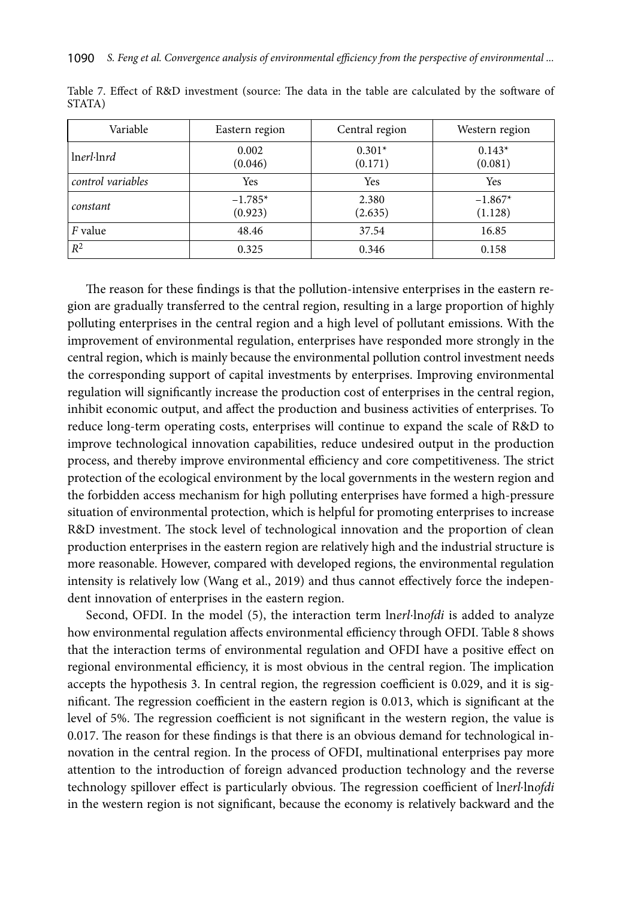Table 7. Effect of R&D investment (source: The data in the table are calculated by the software of STATA)

| Variable | Eastern region | Central region | Western region |
|---|---|---|---|
| ln*erl*·ln*rd* | 0.002<br>(0.046) | 0.301*<br>(0.171) | 0.143*<br>(0.081) |
| *control variables* | Yes | Yes | Yes |
| *constant* | −1.785*<br>(0.923) | 2.380<br>(2.635) | −1.867*<br>(1.128) |
| $F$ value | 48.46 | 37.54 | 16.85 |
| $R^2$ | 0.325 | 0.346 | 0.158 |

The reason for these findings is that the pollution-intensive enterprises in the eastern region are gradually transferred to the central region, resulting in a large proportion of highly polluting enterprises in the central region and a high level of pollutant emissions. With the improvement of environmental regulation, enterprises have responded more strongly in the central region, which is mainly because the environmental pollution control investment needs the corresponding support of capital investments by enterprises. Improving environmental regulation will significantly increase the production cost of enterprises in the central region, inhibit economic output, and affect the production and business activities of enterprises. To reduce long-term operating costs, enterprises will continue to expand the scale of R&D to improve technological innovation capabilities, reduce undesired output in the production process, and thereby improve environmental efficiency and core competitiveness. The strict protection of the ecological environment by the local governments in the western region and the forbidden access mechanism for high polluting enterprises have formed a high-pressure situation of environmental protection, which is helpful for promoting enterprises to increase R&D investment. The stock level of technological innovation and the proportion of clean production enterprises in the eastern region are relatively high and the industrial structure is more reasonable. However, compared with developed regions, the environmental regulation intensity is relatively low (Wang et al., 2019) and thus cannot effectively force the independent innovation of enterprises in the eastern region.

Second, OFDI. In the model (5), the interaction term ln*erl*·ln*ofdi* is added to analyze how environmental regulation affects environmental efficiency through OFDI. Table 8 shows that the interaction terms of environmental regulation and OFDI have a positive effect on regional environmental efficiency, it is most obvious in the central region. The implication accepts the hypothesis 3. In central region, the regression coefficient is 0.029, and it is significant. The regression coefficient in the eastern region is 0.013, which is significant at the level of 5%. The regression coefficient is not significant in the western region, the value is 0.017. The reason for these findings is that there is an obvious demand for technological innovation in the central region. In the process of OFDI, multinational enterprises pay more attention to the introduction of foreign advanced production technology and the reverse technology spillover effect is particularly obvious. The regression coefficient of ln*erl*·ln*ofdi* in the western region is not significant, because the economy is relatively backward and the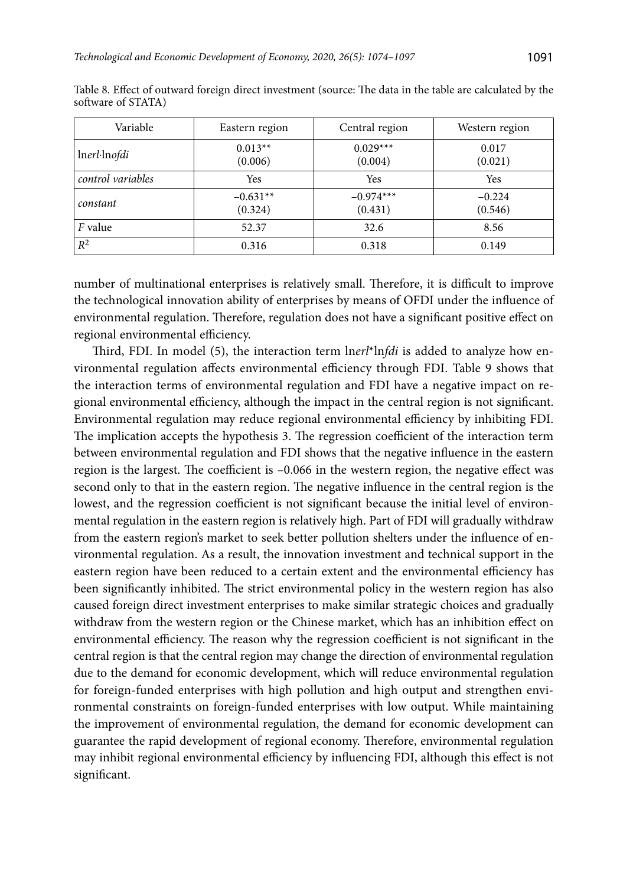Table 8. Effect of outward foreign direct investment (source: The data in the table are calculated by the software of STATA)

| Variable | Eastern region | Central region | Western region |
|---|---|---|---|
| ln*erl*·ln*ofdi* | 0.013**<br>(0.006) | 0.029***<br>(0.004) | 0.017<br>(0.021) |
| *control variables* | Yes | Yes | Yes |
| *constant* | −0.631**<br>(0.324) | −0.974***<br>(0.431) | −0.224<br>(0.546) |
| *F* value | 52.37 | 32.6 | 8.56 |
| $R^2$ | 0.316 | 0.318 | 0.149 |

number of multinational enterprises is relatively small. Therefore, it is difficult to improve the technological innovation ability of enterprises by means of OFDI under the influence of environmental regulation. Therefore, regulation does not have a significant positive effect on regional environmental efficiency.

Third, FDI. In model (5), the interaction term ln*erl*\*ln*fdi* is added to analyze how environmental regulation affects environmental efficiency through FDI. Table 9 shows that the interaction terms of environmental regulation and FDI have a negative impact on regional environmental efficiency, although the impact in the central region is not significant. Environmental regulation may reduce regional environmental efficiency by inhibiting FDI. The implication accepts the hypothesis 3. The regression coefficient of the interaction term between environmental regulation and FDI shows that the negative influence in the eastern region is the largest. The coefficient is –0.066 in the western region, the negative effect was second only to that in the eastern region. The negative influence in the central region is the lowest, and the regression coefficient is not significant because the initial level of environmental regulation in the eastern region is relatively high. Part of FDI will gradually withdraw from the eastern region's market to seek better pollution shelters under the influence of environmental regulation. As a result, the innovation investment and technical support in the eastern region have been reduced to a certain extent and the environmental efficiency has been significantly inhibited. The strict environmental policy in the western region has also caused foreign direct investment enterprises to make similar strategic choices and gradually withdraw from the western region or the Chinese market, which has an inhibition effect on environmental efficiency. The reason why the regression coefficient is not significant in the central region is that the central region may change the direction of environmental regulation due to the demand for economic development, which will reduce environmental regulation for foreign-funded enterprises with high pollution and high output and strengthen environmental constraints on foreign-funded enterprises with low output. While maintaining the improvement of environmental regulation, the demand for economic development can guarantee the rapid development of regional economy. Therefore, environmental regulation may inhibit regional environmental efficiency by influencing FDI, although this effect is not significant.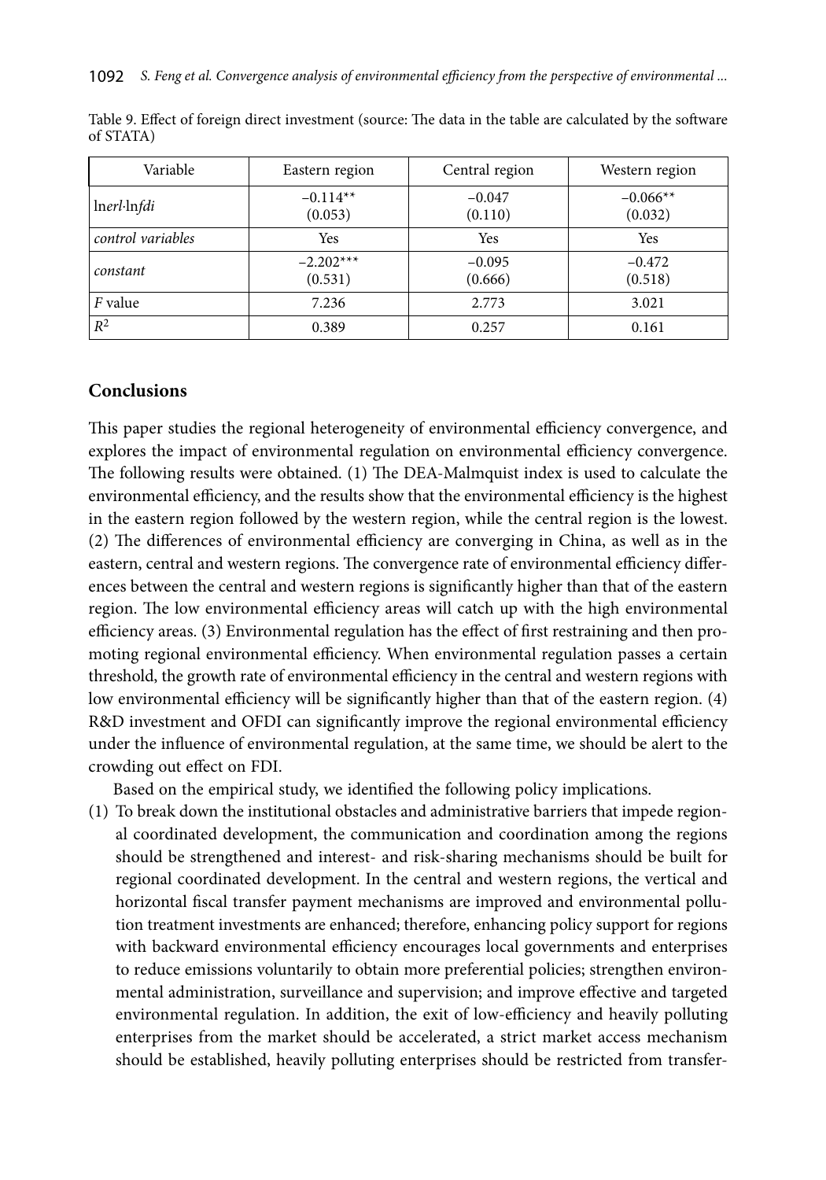Table 9. Effect of foreign direct investment (source: The data in the table are calculated by the software of STATA)

| Variable | Eastern region | Central region | Western region |
|---|---|---|---|
| ln*erl*·ln*fdi* | −0.114** (0.053) | −0.047 (0.110) | −0.066** (0.032) |
| *control variables* | Yes | Yes | Yes |
| *constant* | −2.202*** (0.531) | −0.095 (0.666) | −0.472 (0.518) |
| *F* value | 7.236 | 2.773 | 3.021 |
| $R^2$ | 0.389 | 0.257 | 0.161 |

## Conclusions

This paper studies the regional heterogeneity of environmental efficiency convergence, and explores the impact of environmental regulation on environmental efficiency convergence. The following results were obtained. (1) The DEA-Malmquist index is used to calculate the environmental efficiency, and the results show that the environmental efficiency is the highest in the eastern region followed by the western region, while the central region is the lowest. (2) The differences of environmental efficiency are converging in China, as well as in the eastern, central and western regions. The convergence rate of environmental efficiency differences between the central and western regions is significantly higher than that of the eastern region. The low environmental efficiency areas will catch up with the high environmental efficiency areas. (3) Environmental regulation has the effect of first restraining and then promoting regional environmental efficiency. When environmental regulation passes a certain threshold, the growth rate of environmental efficiency in the central and western regions with low environmental efficiency will be significantly higher than that of the eastern region. (4) R&D investment and OFDI can significantly improve the regional environmental efficiency under the influence of environmental regulation, at the same time, we should be alert to the crowding out effect on FDI.

Based on the empirical study, we identified the following policy implications.

(1) To break down the institutional obstacles and administrative barriers that impede regional coordinated development, the communication and coordination among the regions should be strengthened and interest- and risk-sharing mechanisms should be built for regional coordinated development. In the central and western regions, the vertical and horizontal fiscal transfer payment mechanisms are improved and environmental pollution treatment investments are enhanced; therefore, enhancing policy support for regions with backward environmental efficiency encourages local governments and enterprises to reduce emissions voluntarily to obtain more preferential policies; strengthen environmental administration, surveillance and supervision; and improve effective and targeted environmental regulation. In addition, the exit of low-efficiency and heavily polluting enterprises from the market should be accelerated, a strict market access mechanism should be established, heavily polluting enterprises should be restricted from transfer-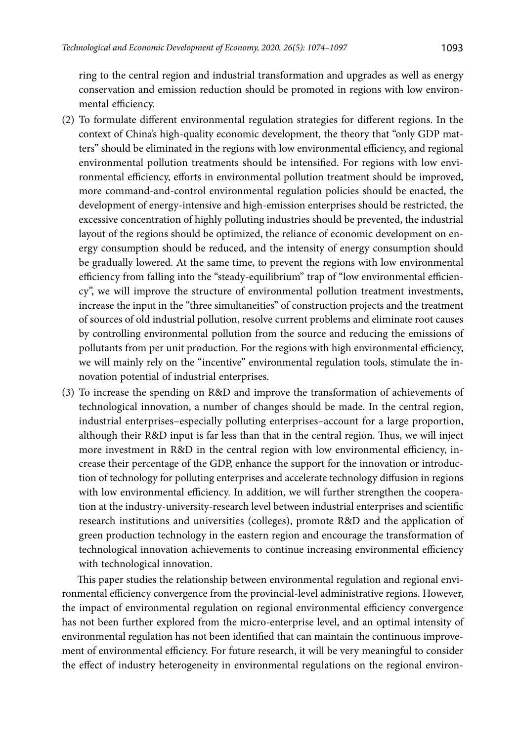ring to the central region and industrial transformation and upgrades as well as energy conservation and emission reduction should be promoted in regions with low environmental efficiency.

(2) To formulate different environmental regulation strategies for different regions. In the context of China's high-quality economic development, the theory that "only GDP matters" should be eliminated in the regions with low environmental efficiency, and regional environmental pollution treatments should be intensified. For regions with low environmental efficiency, efforts in environmental pollution treatment should be improved, more command-and-control environmental regulation policies should be enacted, the development of energy-intensive and high-emission enterprises should be restricted, the excessive concentration of highly polluting industries should be prevented, the industrial layout of the regions should be optimized, the reliance of economic development on energy consumption should be reduced, and the intensity of energy consumption should be gradually lowered. At the same time, to prevent the regions with low environmental efficiency from falling into the "steady-equilibrium" trap of "low environmental efficiency", we will improve the structure of environmental pollution treatment investments, increase the input in the "three simultaneities" of construction projects and the treatment of sources of old industrial pollution, resolve current problems and eliminate root causes by controlling environmental pollution from the source and reducing the emissions of pollutants from per unit production. For the regions with high environmental efficiency, we will mainly rely on the "incentive" environmental regulation tools, stimulate the innovation potential of industrial enterprises.

(3) To increase the spending on R&D and improve the transformation of achievements of technological innovation, a number of changes should be made. In the central region, industrial enterprises–especially polluting enterprises–account for a large proportion, although their R&D input is far less than that in the central region. Thus, we will inject more investment in R&D in the central region with low environmental efficiency, increase their percentage of the GDP, enhance the support for the innovation or introduction of technology for polluting enterprises and accelerate technology diffusion in regions with low environmental efficiency. In addition, we will further strengthen the cooperation at the industry-university-research level between industrial enterprises and scientific research institutions and universities (colleges), promote R&D and the application of green production technology in the eastern region and encourage the transformation of technological innovation achievements to continue increasing environmental efficiency with technological innovation.

This paper studies the relationship between environmental regulation and regional environmental efficiency convergence from the provincial-level administrative regions. However, the impact of environmental regulation on regional environmental efficiency convergence has not been further explored from the micro-enterprise level, and an optimal intensity of environmental regulation has not been identified that can maintain the continuous improvement of environmental efficiency. For future research, it will be very meaningful to consider the effect of industry heterogeneity in environmental regulations on the regional environ-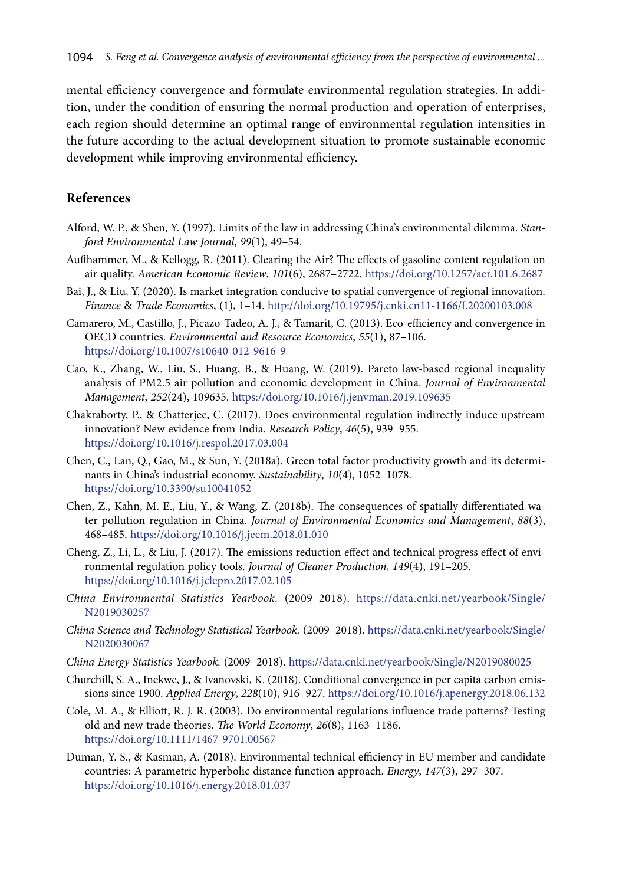mental efficiency convergence and formulate environmental regulation strategies. In addition, under the condition of ensuring the normal production and operation of enterprises, each region should determine an optimal range of environmental regulation intensities in the future according to the actual development situation to promote sustainable economic development while improving environmental efficiency.

## References

Alford, W. P., & Shen, Y. (1997). Limits of the law in addressing China's environmental dilemma. *Stanford Environmental Law Journal*, *99*(1), 49–54.

Auffhammer, M., & Kellogg, R. (2011). Clearing the Air? The effects of gasoline content regulation on air quality. *American Economic Review*, *101*(6), 2687–2722. https://doi.org/10.1257/aer.101.6.2687

Bai, J., & Liu, Y. (2020). Is market integration conducive to spatial convergence of regional innovation. *Finance* & *Trade Economics*, (1), 1–14. http://doi.org/10.19795/j.cnki.cn11-1166/f.20200103.008

Camarero, M., Castillo, J., Picazo-Tadeo, A. J., & Tamarit, C. (2013). Eco-efficiency and convergence in OECD countries. *Environmental and Resource Economics*, *55*(1), 87–106. https://doi.org/10.1007/s10640-012-9616-9

Cao, K., Zhang, W., Liu, S., Huang, B., & Huang, W. (2019). Pareto law-based regional inequality analysis of PM2.5 air pollution and economic development in China. *Journal of Environmental Management*, *252*(24), 109635. https://doi.org/10.1016/j.jenvman.2019.109635

Chakraborty, P., & Chatterjee, C. (2017). Does environmental regulation indirectly induce upstream innovation? New evidence from India. *Research Policy*, *46*(5), 939–955. https://doi.org/10.1016/j.respol.2017.03.004

Chen, C., Lan, Q., Gao, M., & Sun, Y. (2018a). Green total factor productivity growth and its determinants in China's industrial economy. *Sustainability*, *10*(4), 1052–1078. https://doi.org/10.3390/su10041052

Chen, Z., Kahn, M. E., Liu, Y., & Wang, Z. (2018b). The consequences of spatially differentiated water pollution regulation in China. *Journal of Environmental Economics and Management*, *88*(3), 468–485. https://doi.org/10.1016/j.jeem.2018.01.010

Cheng, Z., Li, L., & Liu, J. (2017). The emissions reduction effect and technical progress effect of environmental regulation policy tools. *Journal of Cleaner Production*, *149*(4), 191–205. https://doi.org/10.1016/j.jclepro.2017.02.105

*China Environmental Statistics Yearbook*. (2009–2018). https://data.cnki.net/yearbook/Single/N2019030257

*China Science and Technology Statistical Yearbook*. (2009–2018). https://data.cnki.net/yearbook/Single/N2020030067

*China Energy Statistics Yearbook*. (2009–2018). https://data.cnki.net/yearbook/Single/N2019080025

Churchill, S. A., Inekwe, J., & Ivanovski, K. (2018). Conditional convergence in per capita carbon emissions since 1900. *Applied Energy*, *228*(10), 916–927. https://doi.org/10.1016/j.apenergy.2018.06.132

Cole, M. A., & Elliott, R. J. R. (2003). Do environmental regulations influence trade patterns? Testing old and new trade theories. *The World Economy*, *26*(8), 1163–1186. https://doi.org/10.1111/1467-9701.00567

Duman, Y. S., & Kasman, A. (2018). Environmental technical efficiency in EU member and candidate countries: A parametric hyperbolic distance function approach. *Energy*, *147*(3), 297–307. https://doi.org/10.1016/j.energy.2018.01.037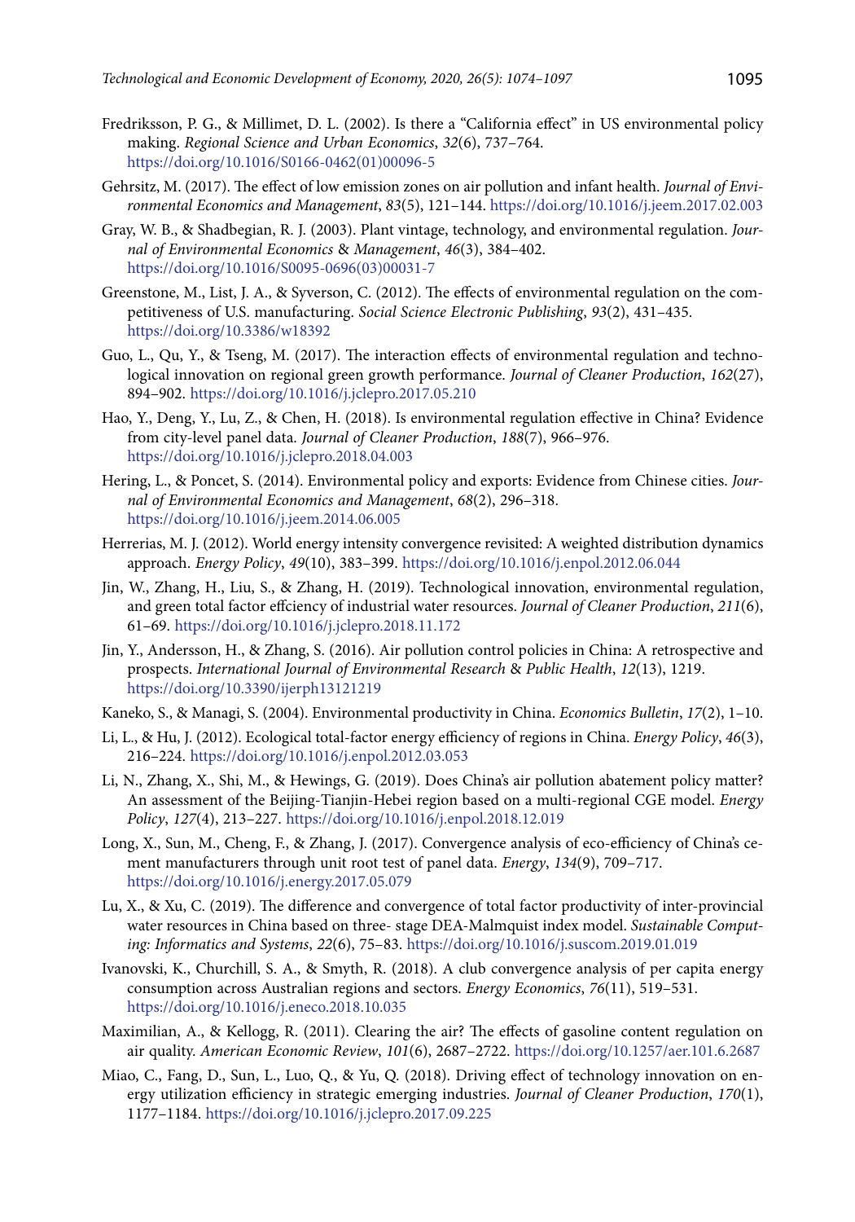Fredriksson, P. G., & Millimet, D. L. (2002). Is there a "California effect" in US environmental policy making. *Regional Science and Urban Economics*, *32*(6), 737–764. https://doi.org/10.1016/S0166-0462(01)00096-5

Gehrsitz, M. (2017). The effect of low emission zones on air pollution and infant health. *Journal of Environmental Economics and Management*, *83*(5), 121–144. https://doi.org/10.1016/j.jeem.2017.02.003

Gray, W. B., & Shadbegian, R. J. (2003). Plant vintage, technology, and environmental regulation. *Journal of Environmental Economics & Management*, *46*(3), 384–402. https://doi.org/10.1016/S0095-0696(03)00031-7

Greenstone, M., List, J. A., & Syverson, C. (2012). The effects of environmental regulation on the competitiveness of U.S. manufacturing. *Social Science Electronic Publishing*, *93*(2), 431–435. https://doi.org/10.3386/w18392

Guo, L., Qu, Y., & Tseng, M. (2017). The interaction effects of environmental regulation and technological innovation on regional green growth performance. *Journal of Cleaner Production*, *162*(27), 894–902. https://doi.org/10.1016/j.jclepro.2017.05.210

Hao, Y., Deng, Y., Lu, Z., & Chen, H. (2018). Is environmental regulation effective in China? Evidence from city-level panel data. *Journal of Cleaner Production*, *188*(7), 966–976. https://doi.org/10.1016/j.jclepro.2018.04.003

Hering, L., & Poncet, S. (2014). Environmental policy and exports: Evidence from Chinese cities. *Journal of Environmental Economics and Management*, *68*(2), 296–318. https://doi.org/10.1016/j.jeem.2014.06.005

Herrerias, M. J. (2012). World energy intensity convergence revisited: A weighted distribution dynamics approach. *Energy Policy*, *49*(10), 383–399. https://doi.org/10.1016/j.enpol.2012.06.044

Jin, W., Zhang, H., Liu, S., & Zhang, H. (2019). Technological innovation, environmental regulation, and green total factor effciency of industrial water resources. *Journal of Cleaner Production*, *211*(6), 61–69. https://doi.org/10.1016/j.jclepro.2018.11.172

Jin, Y., Andersson, H., & Zhang, S. (2016). Air pollution control policies in China: A retrospective and prospects. *International Journal of Environmental Research & Public Health*, *12*(13), 1219. https://doi.org/10.3390/ijerph13121219

Kaneko, S., & Managi, S. (2004). Environmental productivity in China. *Economics Bulletin*, *17*(2), 1–10.

Li, L., & Hu, J. (2012). Ecological total-factor energy efficiency of regions in China. *Energy Policy*, *46*(3), 216–224. https://doi.org/10.1016/j.enpol.2012.03.053

Li, N., Zhang, X., Shi, M., & Hewings, G. (2019). Does China's air pollution abatement policy matter? An assessment of the Beijing-Tianjin-Hebei region based on a multi-regional CGE model. *Energy Policy*, *127*(4), 213–227. https://doi.org/10.1016/j.enpol.2018.12.019

Long, X., Sun, M., Cheng, F., & Zhang, J. (2017). Convergence analysis of eco-efficiency of China's cement manufacturers through unit root test of panel data. *Energy*, *134*(9), 709–717. https://doi.org/10.1016/j.energy.2017.05.079

Lu, X., & Xu, C. (2019). The difference and convergence of total factor productivity of inter-provincial water resources in China based on three- stage DEA-Malmquist index model. *Sustainable Computing: Informatics and Systems*, *22*(6), 75–83. https://doi.org/10.1016/j.suscom.2019.01.019

Ivanovski, K., Churchill, S. A., & Smyth, R. (2018). A club convergence analysis of per capita energy consumption across Australian regions and sectors. *Energy Economics*, *76*(11), 519–531. https://doi.org/10.1016/j.eneco.2018.10.035

Maximilian, A., & Kellogg, R. (2011). Clearing the air? The effects of gasoline content regulation on air quality. *American Economic Review*, *101*(6), 2687–2722. https://doi.org/10.1257/aer.101.6.2687

Miao, C., Fang, D., Sun, L., Luo, Q., & Yu, Q. (2018). Driving effect of technology innovation on energy utilization efficiency in strategic emerging industries. *Journal of Cleaner Production*, *170*(1), 1177–1184. https://doi.org/10.1016/j.jclepro.2017.09.225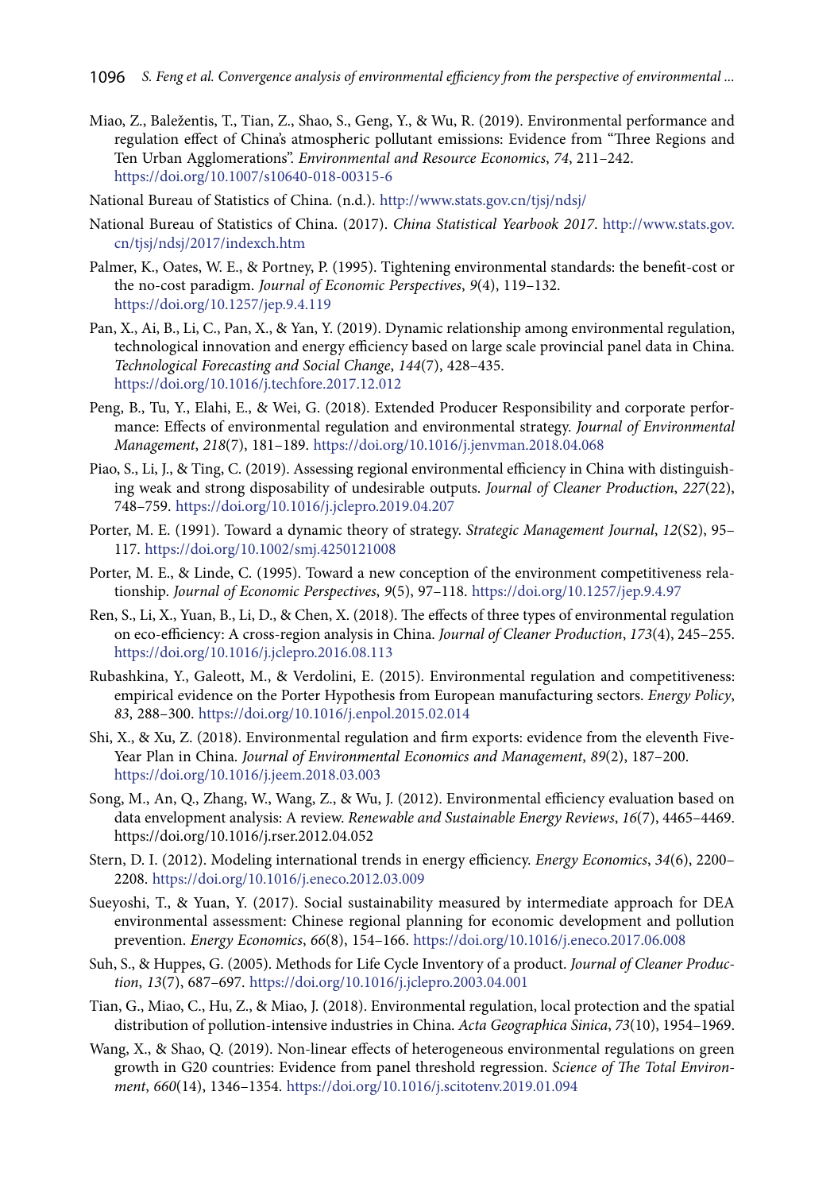Miao, Z., Baležentis, T., Tian, Z., Shao, S., Geng, Y., & Wu, R. (2019). Environmental performance and regulation effect of China's atmospheric pollutant emissions: Evidence from "Three Regions and Ten Urban Agglomerations". *Environmental and Resource Economics*, *74*, 211–242. https://doi.org/10.1007/s10640-018-00315-6

National Bureau of Statistics of China. (n.d.). http://www.stats.gov.cn/tjsj/ndsj/

National Bureau of Statistics of China. (2017). *China Statistical Yearbook 2017*. http://www.stats.gov.cn/tjsj/ndsj/2017/indexch.htm

Palmer, K., Oates, W. E., & Portney, P. (1995). Tightening environmental standards: the benefit-cost or the no-cost paradigm. *Journal of Economic Perspectives*, *9*(4), 119–132. https://doi.org/10.1257/jep.9.4.119

Pan, X., Ai, B., Li, C., Pan, X., & Yan, Y. (2019). Dynamic relationship among environmental regulation, technological innovation and energy efficiency based on large scale provincial panel data in China. *Technological Forecasting and Social Change*, *144*(7), 428–435. https://doi.org/10.1016/j.techfore.2017.12.012

Peng, B., Tu, Y., Elahi, E., & Wei, G. (2018). Extended Producer Responsibility and corporate performance: Effects of environmental regulation and environmental strategy. *Journal of Environmental Management*, *218*(7), 181–189. https://doi.org/10.1016/j.jenvman.2018.04.068

Piao, S., Li, J., & Ting, C. (2019). Assessing regional environmental efficiency in China with distinguishing weak and strong disposability of undesirable outputs. *Journal of Cleaner Production*, *227*(22), 748–759. https://doi.org/10.1016/j.jclepro.2019.04.207

Porter, M. E. (1991). Toward a dynamic theory of strategy. *Strategic Management Journal*, *12*(S2), 95–117. https://doi.org/10.1002/smj.4250121008

Porter, M. E., & Linde, C. (1995). Toward a new conception of the environment competitiveness relationship. *Journal of Economic Perspectives*, *9*(5), 97–118. https://doi.org/10.1257/jep.9.4.97

Ren, S., Li, X., Yuan, B., Li, D., & Chen, X. (2018). The effects of three types of environmental regulation on eco-efficiency: A cross-region analysis in China. *Journal of Cleaner Production*, *173*(4), 245–255. https://doi.org/10.1016/j.jclepro.2016.08.113

Rubashkina, Y., Galeott, M., & Verdolini, E. (2015). Environmental regulation and competitiveness: empirical evidence on the Porter Hypothesis from European manufacturing sectors. *Energy Policy*, *83*, 288–300. https://doi.org/10.1016/j.enpol.2015.02.014

Shi, X., & Xu, Z. (2018). Environmental regulation and firm exports: evidence from the eleventh Five-Year Plan in China. *Journal of Environmental Economics and Management*, *89*(2), 187–200. https://doi.org/10.1016/j.jeem.2018.03.003

Song, M., An, Q., Zhang, W., Wang, Z., & Wu, J. (2012). Environmental efficiency evaluation based on data envelopment analysis: A review. *Renewable and Sustainable Energy Reviews*, *16*(7), 4465–4469. https://doi.org/10.1016/j.rser.2012.04.052

Stern, D. I. (2012). Modeling international trends in energy efficiency. *Energy Economics*, *34*(6), 2200–2208. https://doi.org/10.1016/j.eneco.2012.03.009

Sueyoshi, T., & Yuan, Y. (2017). Social sustainability measured by intermediate approach for DEA environmental assessment: Chinese regional planning for economic development and pollution prevention. *Energy Economics*, *66*(8), 154–166. https://doi.org/10.1016/j.eneco.2017.06.008

Suh, S., & Huppes, G. (2005). Methods for Life Cycle Inventory of a product. *Journal of Cleaner Production*, *13*(7), 687–697. https://doi.org/10.1016/j.jclepro.2003.04.001

Tian, G., Miao, C., Hu, Z., & Miao, J. (2018). Environmental regulation, local protection and the spatial distribution of pollution-intensive industries in China. *Acta Geographica Sinica*, *73*(10), 1954–1969.

Wang, X., & Shao, Q. (2019). Non-linear effects of heterogeneous environmental regulations on green growth in G20 countries: Evidence from panel threshold regression. *Science of The Total Environment*, *660*(14), 1346–1354. https://doi.org/10.1016/j.scitotenv.2019.01.094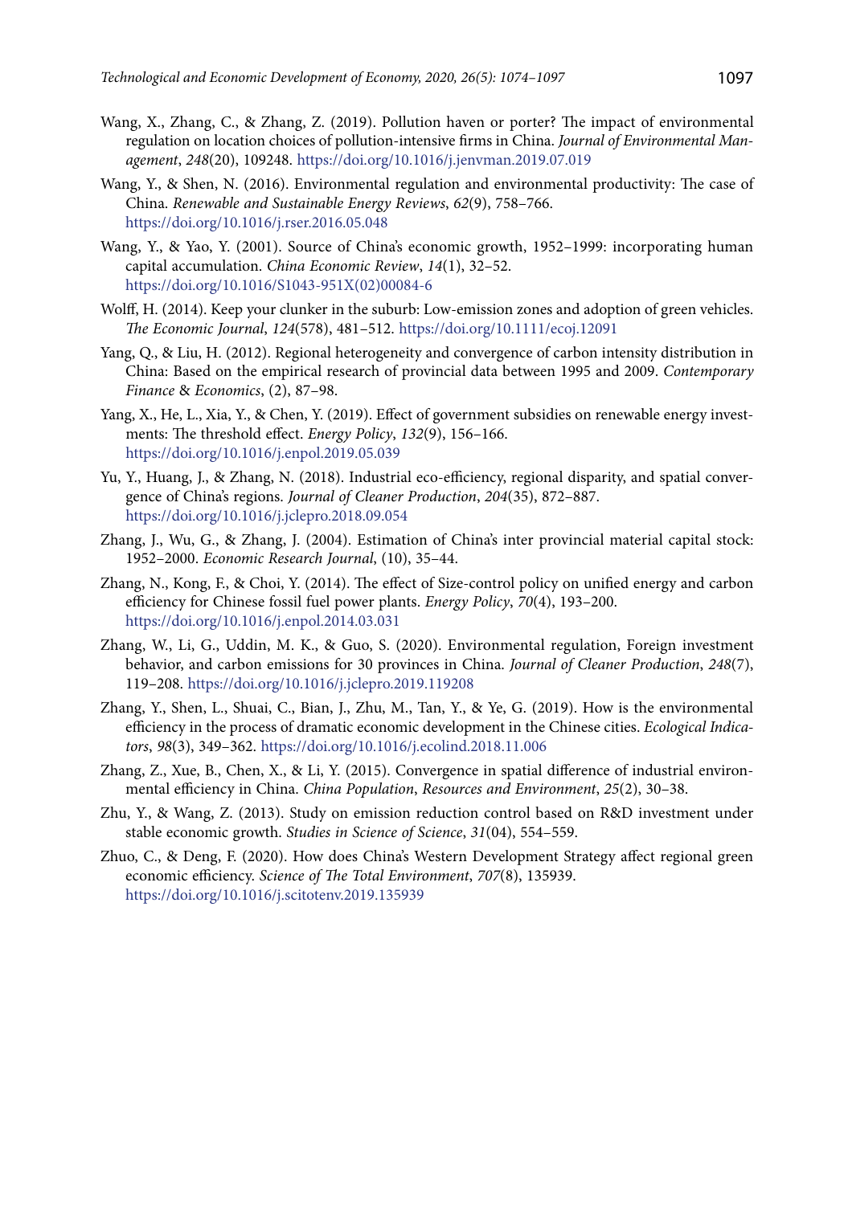Wang, X., Zhang, C., & Zhang, Z. (2019). Pollution haven or porter? The impact of environmental regulation on location choices of pollution-intensive firms in China. *Journal of Environmental Management*, *248*(20), 109248. https://doi.org/10.1016/j.jenvman.2019.07.019

Wang, Y., & Shen, N. (2016). Environmental regulation and environmental productivity: The case of China. *Renewable and Sustainable Energy Reviews*, *62*(9), 758–766. https://doi.org/10.1016/j.rser.2016.05.048

Wang, Y., & Yao, Y. (2001). Source of China's economic growth, 1952–1999: incorporating human capital accumulation. *China Economic Review*, *14*(1), 32–52. https://doi.org/10.1016/S1043-951X(02)00084-6

Wolff, H. (2014). Keep your clunker in the suburb: Low-emission zones and adoption of green vehicles. *The Economic Journal*, *124*(578), 481–512. https://doi.org/10.1111/ecoj.12091

Yang, Q., & Liu, H. (2012). Regional heterogeneity and convergence of carbon intensity distribution in China: Based on the empirical research of provincial data between 1995 and 2009. *Contemporary Finance* & *Economics*, (2), 87–98.

Yang, X., He, L., Xia, Y., & Chen, Y. (2019). Effect of government subsidies on renewable energy investments: The threshold effect. *Energy Policy*, *132*(9), 156–166. https://doi.org/10.1016/j.enpol.2019.05.039

Yu, Y., Huang, J., & Zhang, N. (2018). Industrial eco-efficiency, regional disparity, and spatial convergence of China's regions. *Journal of Cleaner Production*, *204*(35), 872–887. https://doi.org/10.1016/j.jclepro.2018.09.054

Zhang, J., Wu, G., & Zhang, J. (2004). Estimation of China's inter provincial material capital stock: 1952–2000. *Economic Research Journal*, (10), 35–44.

Zhang, N., Kong, F., & Choi, Y. (2014). The effect of Size-control policy on unified energy and carbon efficiency for Chinese fossil fuel power plants. *Energy Policy*, *70*(4), 193–200. https://doi.org/10.1016/j.enpol.2014.03.031

Zhang, W., Li, G., Uddin, M. K., & Guo, S. (2020). Environmental regulation, Foreign investment behavior, and carbon emissions for 30 provinces in China. *Journal of Cleaner Production*, *248*(7), 119–208. https://doi.org/10.1016/j.jclepro.2019.119208

Zhang, Y., Shen, L., Shuai, C., Bian, J., Zhu, M., Tan, Y., & Ye, G. (2019). How is the environmental efficiency in the process of dramatic economic development in the Chinese cities. *Ecological Indicators*, *98*(3), 349–362. https://doi.org/10.1016/j.ecolind.2018.11.006

Zhang, Z., Xue, B., Chen, X., & Li, Y. (2015). Convergence in spatial difference of industrial environmental efficiency in China. *China Population*, *Resources and Environment*, *25*(2), 30–38.

Zhu, Y., & Wang, Z. (2013). Study on emission reduction control based on R&D investment under stable economic growth. *Studies in Science of Science*, *31*(04), 554–559.

Zhuo, C., & Deng, F. (2020). How does China's Western Development Strategy affect regional green economic efficiency. *Science of The Total Environment*, *707*(8), 135939. https://doi.org/10.1016/j.scitotenv.2019.135939